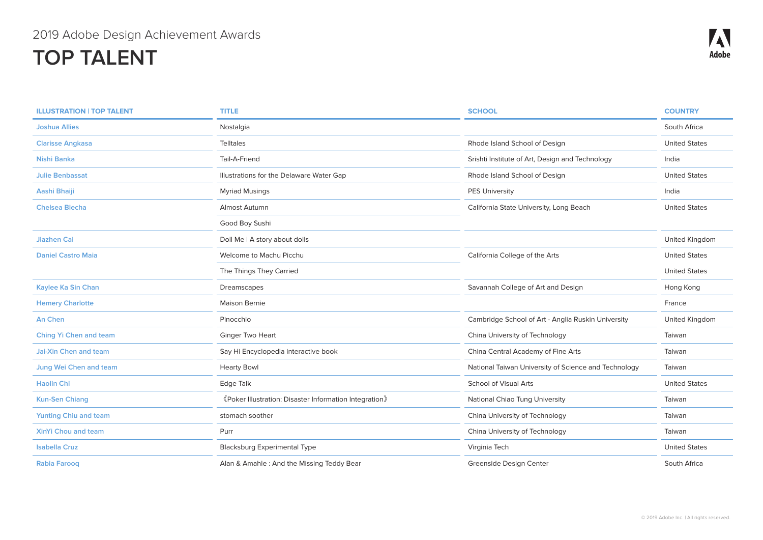2019 Adobe Design Achievement Awards

# TOP TALENT

| ILLUSTRATION I TOP TALENT | TITLE | SCHOOL | COUNTRY |
|---|---|---|---|
| Joshua Allies | Nostalgia | | South Africa |
| Clarisse Angkasa | Telltales | Rhode Island School of Design | United States |
| Nishi Banka | Tail-A-Friend | Srishti Institute of Art, Design and Technology | India |
| Julie Benbassat | Illustrations for the Delaware Water Gap | Rhode Island School of Design | United States |
| Aashi Bhaiji | Myriad Musings | PES University | India |
| Chelsea Blecha | Almost Autumn | California State University, Long Beach | United States |
| | Good Boy Sushi | | |
| Jiazhen Cai | Doll Me I A story about dolls | | United Kingdom |
| Daniel Castro Maia | Welcome to Machu Picchu | California College of the Arts | United States |
| | The Things They Carried | | United States |
| Kaylee Ka Sin Chan | Dreamscapes | Savannah College of Art and Design | Hong Kong |
| Hemery Charlotte | Maison Bernie | | France |
| An Chen | Pinocchio | Cambridge School of Art - Anglia Ruskin University | United Kingdom |
| Ching Yi Chen and team | Ginger Two Heart | China University of Technology | Taiwan |
| Jai-Xin Chen and team | Say Hi Encyclopedia interactive book | China Central Academy of Fine Arts | Taiwan |
| Jung Wei Chen and team | Hearty Bowl | National Taiwan University of Science and Technology | Taiwan |
| Haolin Chi | Edge Talk | School of Visual Arts | United States |
| Kun-Sen Chiang | 《Poker Illustration: Disaster Information Integration》 | National Chiao Tung University | Taiwan |
| Yunting Chiu and team | stomach soother | China University of Technology | Taiwan |
| XinYi Chou and team | Purr | China University of Technology | Taiwan |
| Isabella Cruz | Blacksburg Experimental Type | Virginia Tech | United States |
| Rabia Farooq | Alan & Amahle : And the Missing Teddy Bear | Greenside Design Center | South Africa |

© 2019 Adobe Inc. I All rights reserved.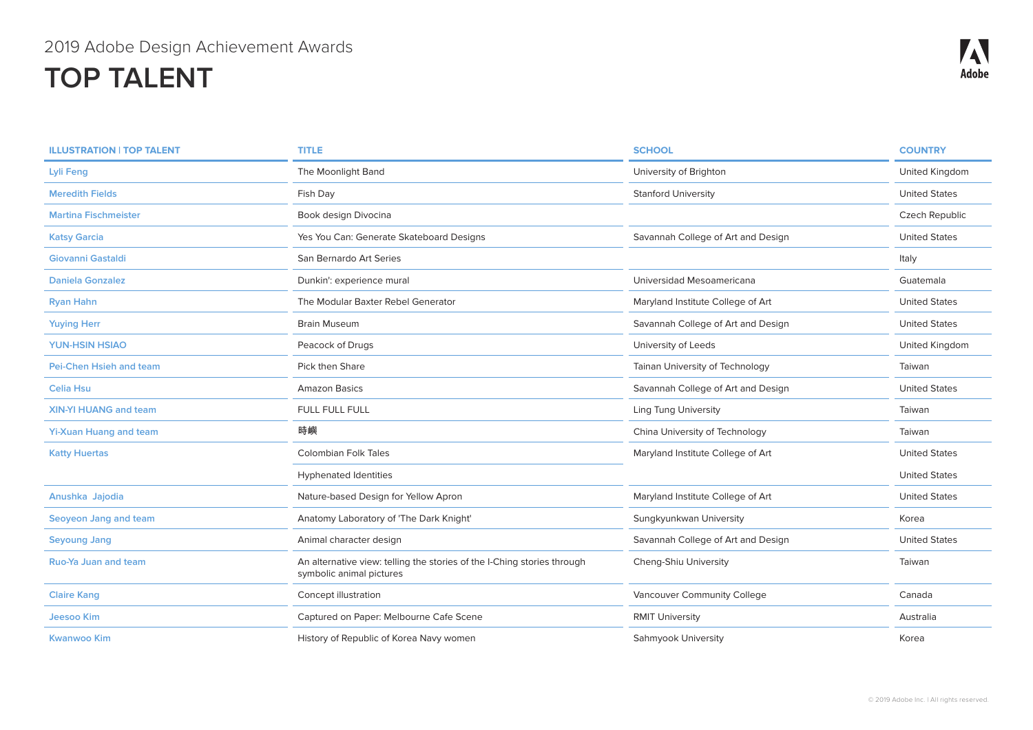2019 Adobe Design Achievement Awards

# TOP TALENT

| ILLUSTRATION \| TOP TALENT | TITLE | SCHOOL | COUNTRY |
|---|---|---|---|
| Lyli Feng | The Moonlight Band | University of Brighton | United Kingdom |
| Meredith Fields | Fish Day | Stanford University | United States |
| Martina Fischmeister | Book design Divocina | | Czech Republic |
| Katsy Garcia | Yes You Can: Generate Skateboard Designs | Savannah College of Art and Design | United States |
| Giovanni Gastaldi | San Bernardo Art Series | | Italy |
| Daniela Gonzalez | Dunkin': experience mural | Universidad Mesoamericana | Guatemala |
| Ryan Hahn | The Modular Baxter Rebel Generator | Maryland Institute College of Art | United States |
| Yuying Herr | Brain Museum | Savannah College of Art and Design | United States |
| YUN-HSIN HSIAO | Peacock of Drugs | University of Leeds | United Kingdom |
| Pei-Chen Hsieh and team | Pick then Share | Tainan University of Technology | Taiwan |
| Celia Hsu | Amazon Basics | Savannah College of Art and Design | United States |
| XIN-YI HUANG and team | FULL FULL FULL | Ling Tung University | Taiwan |
| Yi-Xuan Huang and team | 時嶼 | China University of Technology | Taiwan |
| Katty Huertas | Colombian Folk Tales | Maryland Institute College of Art | United States |
| | Hyphenated Identities | | United States |
| Anushka Jajodia | Nature-based Design for Yellow Apron | Maryland Institute College of Art | United States |
| Seoyeon Jang and team | Anatomy Laboratory of 'The Dark Knight' | Sungkyunkwan University | Korea |
| Seyoung Jang | Animal character design | Savannah College of Art and Design | United States |
| Ruo-Ya Juan and team | An alternative view: telling the stories of the I-Ching stories through symbolic animal pictures | Cheng-Shiu University | Taiwan |
| Claire Kang | Concept illustration | Vancouver Community College | Canada |
| Jeesoo Kim | Captured on Paper: Melbourne Cafe Scene | RMIT University | Australia |
| Kwanwoo Kim | History of Republic of Korea Navy women | Sahmyook University | Korea |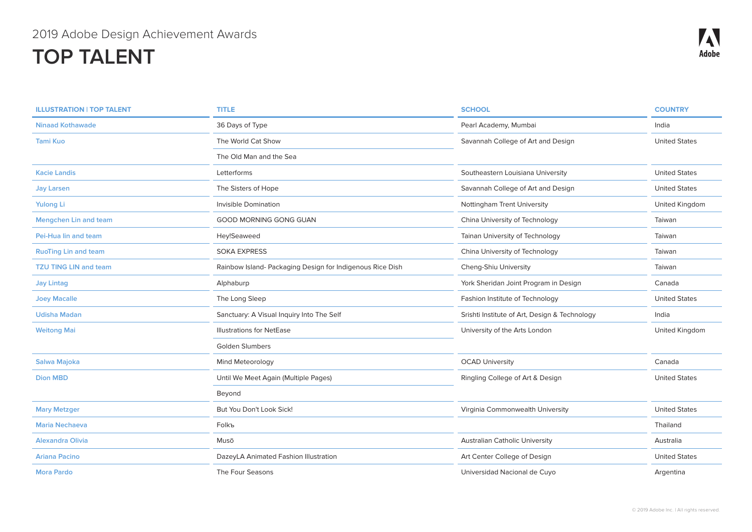2019 Adobe Design Achievement Awards

# TOP TALENT

| ILLUSTRATION \| TOP TALENT | TITLE | SCHOOL | COUNTRY |
|---|---|---|---|
| Ninaad Kothawade | 36 Days of Type | Pearl Academy, Mumbai | India |
| Tami Kuo | The World Cat Show | Savannah College of Art and Design | United States |
| | The Old Man and the Sea | | |
| Kacie Landis | Letterforms | Southeastern Louisiana University | United States |
| Jay Larsen | The Sisters of Hope | Savannah College of Art and Design | United States |
| Yulong Li | Invisible Domination | Nottingham Trent University | United Kingdom |
| Mengchen Lin and team | GOOD MORNING GONG GUAN | China University of Technology | Taiwan |
| Pei-Hua lin and team | Hey!Seaweed | Tainan University of Technology | Taiwan |
| RuoTing Lin and team | SOKA EXPRESS | China University of Technology | Taiwan |
| TZU TING LIN and team | Rainbow Island- Packaging Design for Indigenous Rice Dish | Cheng-Shiu University | Taiwan |
| Jay Lintag | Alphaburp | York Sheridan Joint Program in Design | Canada |
| Joey Macalle | The Long Sleep | Fashion Institute of Technology | United States |
| Udisha Madan | Sanctuary: A Visual Inquiry Into The Self | Srishti Institute of Art, Design & Technology | India |
| Weitong Mai | Illustrations for NetEase | University of the Arts London | United Kingdom |
| | Golden Slumbers | | |
| Salwa Majoka | Mind Meteorology | OCAD University | Canada |
| Dion MBD | Until We Meet Again (Multiple Pages) | Ringling College of Art & Design | United States |
| | Beyond | | |
| Mary Metzger | But You Don't Look Sick! | Virginia Commonwealth University | United States |
| Maria Nechaeva | Folkъ | | Thailand |
| Alexandra Olivia | Musō | Australian Catholic University | Australia |
| Ariana Pacino | DazeyLA Animated Fashion Illustration | Art Center College of Design | United States |
| Mora Pardo | The Four Seasons | Universidad Nacional de Cuyo | Argentina |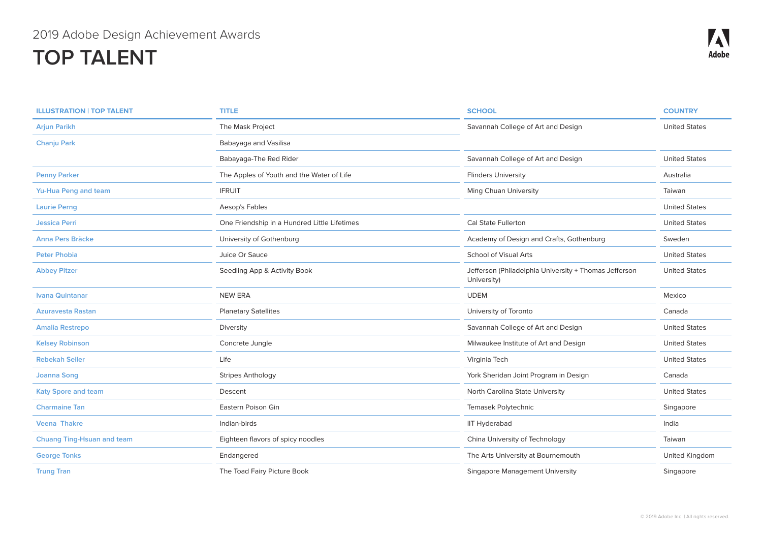2019 Adobe Design Achievement Awards

# TOP TALENT

| ILLUSTRATION \| TOP TALENT | TITLE | SCHOOL | COUNTRY |
|---|---|---|---|
| Arjun Parikh | The Mask Project | Savannah College of Art and Design | United States |
| Chanju Park | Babayaga and Vasilisa | | |
| | Babayaga-The Red Rider | Savannah College of Art and Design | United States |
| Penny Parker | The Apples of Youth and the Water of Life | Flinders University | Australia |
| Yu-Hua Peng and team | IFRUIT | Ming Chuan University | Taiwan |
| Laurie Perng | Aesop's Fables | | United States |
| Jessica Perri | One Friendship in a Hundred Little Lifetimes | Cal State Fullerton | United States |
| Anna Pers Bräcke | University of Gothenburg | Academy of Design and Crafts, Gothenburg | Sweden |
| Peter Phobia | Juice Or Sauce | School of Visual Arts | United States |
| Abbey Pitzer | Seedling App & Activity Book | Jefferson (Philadelphia University + Thomas Jefferson University) | United States |
| Ivana Quintanar | NEW ERA | UDEM | Mexico |
| Azuravesta Rastan | Planetary Satellites | University of Toronto | Canada |
| Amalia Restrepo | Diversity | Savannah College of Art and Design | United States |
| Kelsey Robinson | Concrete Jungle | Milwaukee Institute of Art and Design | United States |
| Rebekah Seiler | Life | Virginia Tech | United States |
| Joanna Song | Stripes Anthology | York Sheridan Joint Program in Design | Canada |
| Katy Spore and team | Descent | North Carolina State University | United States |
| Charmaine Tan | Eastern Poison Gin | Temasek Polytechnic | Singapore |
| Veena Thakre | Indian-birds | IIT Hyderabad | India |
| Chuang Ting-Hsuan and team | Eighteen flavors of spicy noodles | China University of Technology | Taiwan |
| George Tonks | Endangered | The Arts University at Bournemouth | United Kingdom |
| Trung Tran | The Toad Fairy Picture Book | Singapore Management University | Singapore |

© 2019 Adobe Inc. | All rights reserved.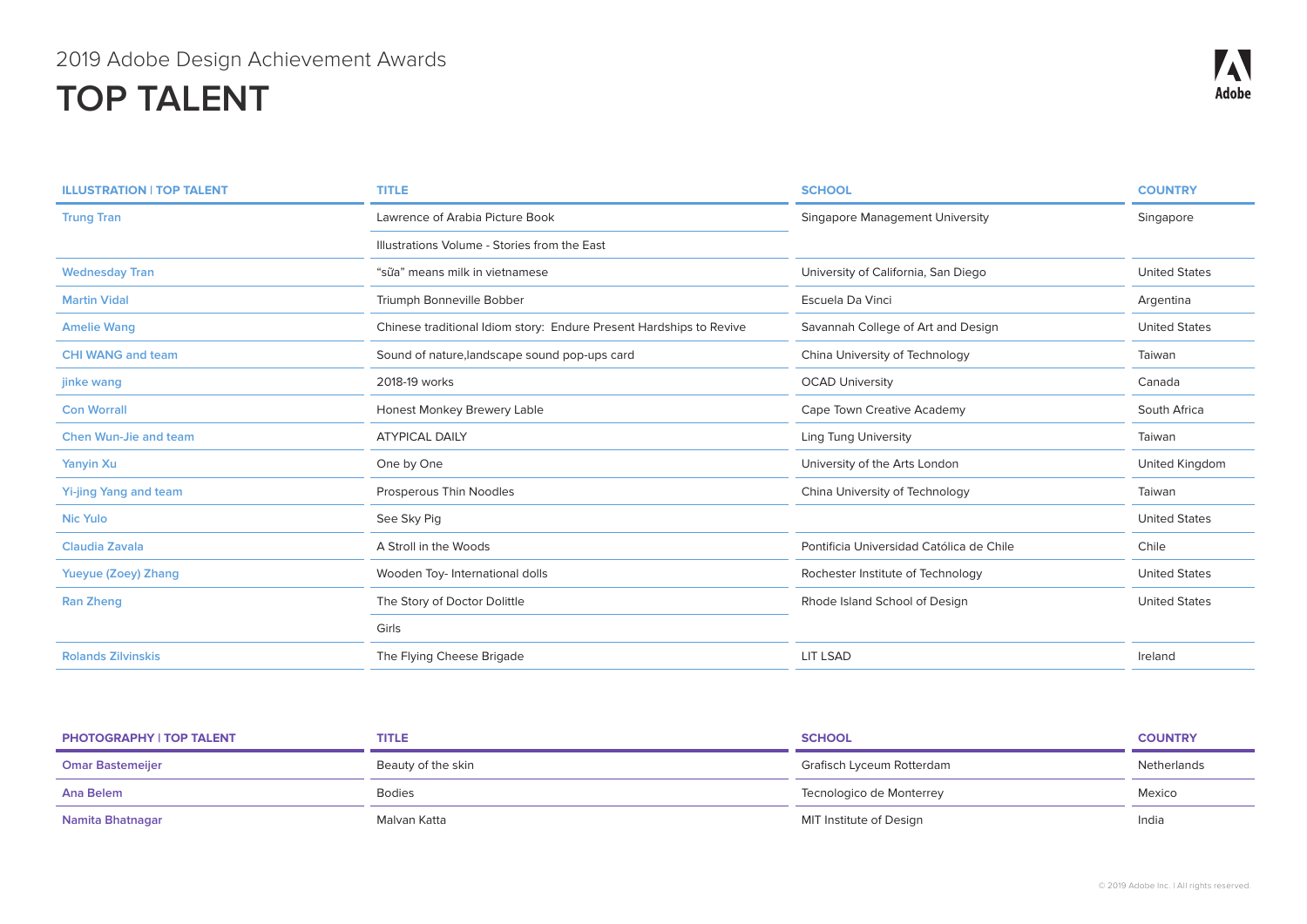2019 Adobe Design Achievement Awards

# TOP TALENT

| ILLUSTRATION I TOP TALENT | TITLE | SCHOOL | COUNTRY |
|---|---|---|---|
| Trung Tran | Lawrence of Arabia Picture Book | Singapore Management University | Singapore |
| | Illustrations Volume - Stories from the East | | |
| Wednesday Tran | "sữa" means milk in vietnamese | University of California, San Diego | United States |
| Martin Vidal | Triumph Bonneville Bobber | Escuela Da Vinci | Argentina |
| Amelie Wang | Chinese traditional Idiom story: Endure Present Hardships to Revive | Savannah College of Art and Design | United States |
| CHI WANG and team | Sound of nature,landscape sound pop-ups card | China University of Technology | Taiwan |
| jinke wang | 2018-19 works | OCAD University | Canada |
| Con Worrall | Honest Monkey Brewery Lable | Cape Town Creative Academy | South Africa |
| Chen Wun-Jie and team | ATYPICAL DAILY | Ling Tung University | Taiwan |
| Yanyin Xu | One by One | University of the Arts London | United Kingdom |
| Yi-jing Yang and team | Prosperous Thin Noodles | China University of Technology | Taiwan |
| Nic Yulo | See Sky Pig | | United States |
| Claudia Zavala | A Stroll in the Woods | Pontificia Universidad Católica de Chile | Chile |
| Yueyue (Zoey) Zhang | Wooden Toy- International dolls | Rochester Institute of Technology | United States |
| Ran Zheng | The Story of Doctor Dolittle | Rhode Island School of Design | United States |
| | Girls | | |
| Rolands Zilvinskis | The Flying Cheese Brigade | LIT LSAD | Ireland |

| PHOTOGRAPHY I TOP TALENT | TITLE | SCHOOL | COUNTRY |
|---|---|---|---|
| Omar Bastemeijer | Beauty of the skin | Grafisch Lyceum Rotterdam | Netherlands |
| Ana Belem | Bodies | Tecnologico de Monterrey | Mexico |
| Namita Bhatnagar | Malvan Katta | MIT Institute of Design | India |

© 2019 Adobe Inc. I All rights reserved.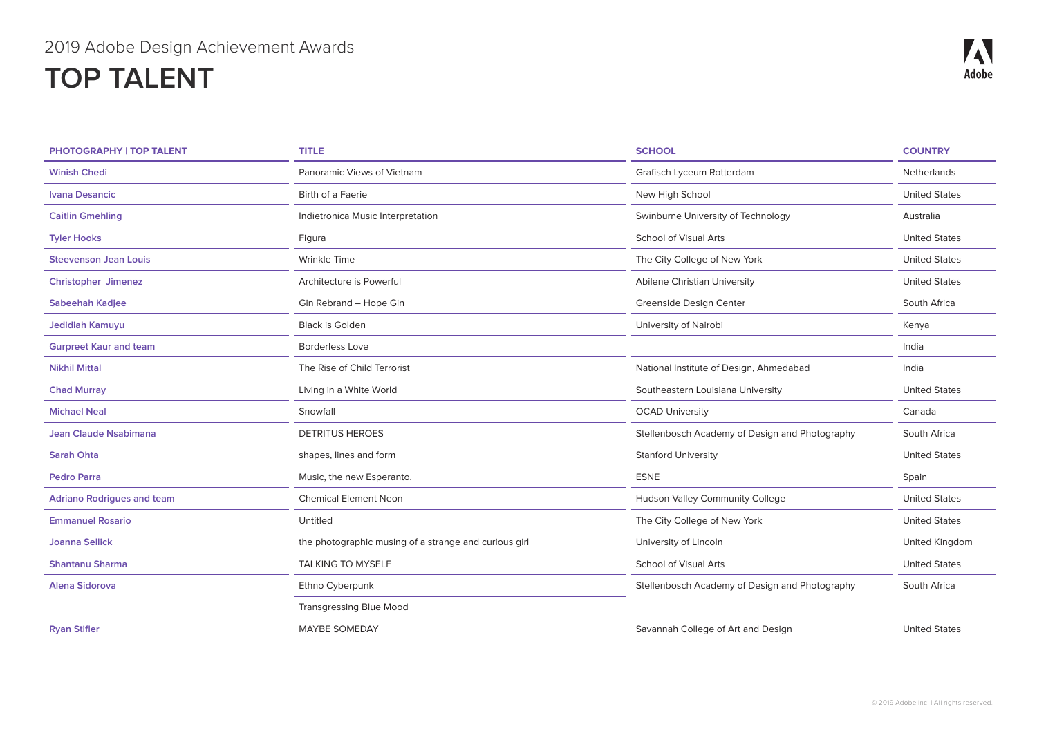2019 Adobe Design Achievement Awards

# TOP TALENT

| PHOTOGRAPHY I TOP TALENT | TITLE | SCHOOL | COUNTRY |
|---|---|---|---|
| Winish Chedi | Panoramic Views of Vietnam | Grafisch Lyceum Rotterdam | Netherlands |
| Ivana Desancic | Birth of a Faerie | New High School | United States |
| Caitlin Gmehling | Indietronica Music Interpretation | Swinburne University of Technology | Australia |
| Tyler Hooks | Figura | School of Visual Arts | United States |
| Steevenson Jean Louis | Wrinkle Time | The City College of New York | United States |
| Christopher Jimenez | Architecture is Powerful | Abilene Christian University | United States |
| Sabeehah Kadjee | Gin Rebrand – Hope Gin | Greenside Design Center | South Africa |
| Jedidiah Kamuyu | Black is Golden | University of Nairobi | Kenya |
| Gurpreet Kaur and team | Borderless Love | | India |
| Nikhil Mittal | The Rise of Child Terrorist | National Institute of Design, Ahmedabad | India |
| Chad Murray | Living in a White World | Southeastern Louisiana University | United States |
| Michael Neal | Snowfall | OCAD University | Canada |
| Jean Claude Nsabimana | DETRITUS HEROES | Stellenbosch Academy of Design and Photography | South Africa |
| Sarah Ohta | shapes, lines and form | Stanford University | United States |
| Pedro Parra | Music, the new Esperanto. | ESNE | Spain |
| Adriano Rodrigues and team | Chemical Element Neon | Hudson Valley Community College | United States |
| Emmanuel Rosario | Untitled | The City College of New York | United States |
| Joanna Sellick | the photographic musing of a strange and curious girl | University of Lincoln | United Kingdom |
| Shantanu Sharma | TALKING TO MYSELF | School of Visual Arts | United States |
| Alena Sidorova | Ethno Cyberpunk | Stellenbosch Academy of Design and Photography | South Africa |
| | Transgressing Blue Mood | | |
| Ryan Stifler | MAYBE SOMEDAY | Savannah College of Art and Design | United States |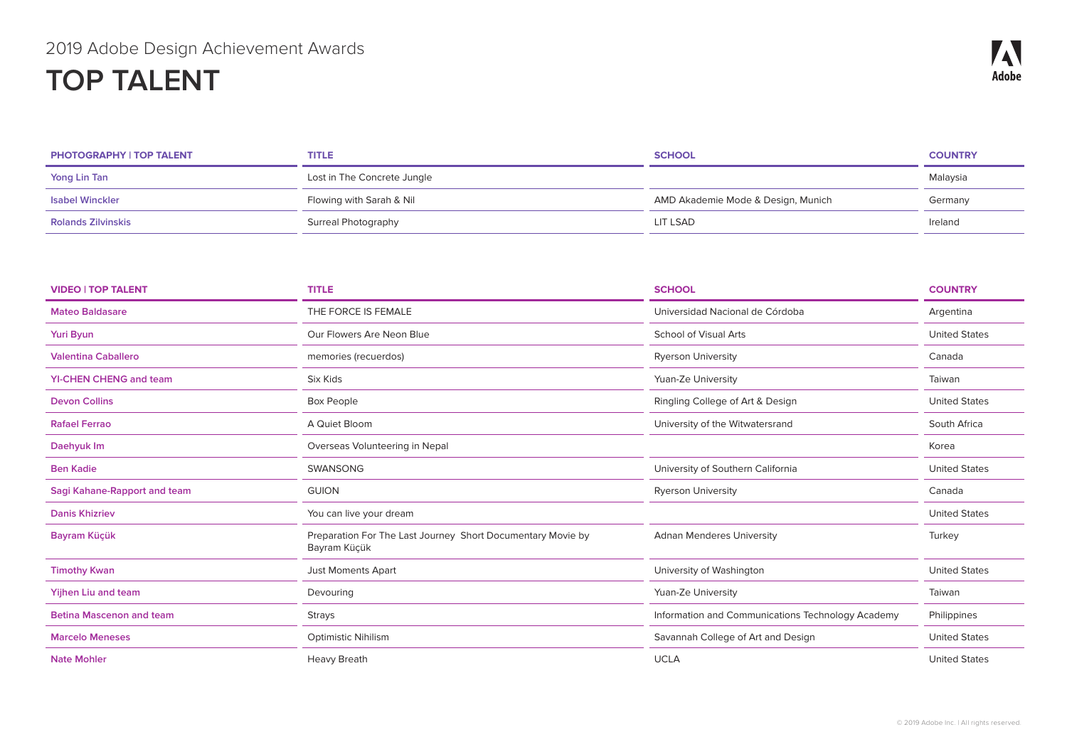2019 Adobe Design Achievement Awards

# TOP TALENT

| PHOTOGRAPHY I TOP TALENT | TITLE | SCHOOL | COUNTRY |
|---|---|---|---|
| Yong Lin Tan | Lost in The Concrete Jungle | | Malaysia |
| Isabel Winckler | Flowing with Sarah & Nil | AMD Akademie Mode & Design, Munich | Germany |
| Rolands Zilvinskis | Surreal Photography | LIT LSAD | Ireland |

| VIDEO I TOP TALENT | TITLE | SCHOOL | COUNTRY |
|---|---|---|---|
| Mateo Baldasare | THE FORCE IS FEMALE | Universidad Nacional de Córdoba | Argentina |
| Yuri Byun | Our Flowers Are Neon Blue | School of Visual Arts | United States |
| Valentina Caballero | memories (recuerdos) | Ryerson University | Canada |
| YI-CHEN CHENG and team | Six Kids | Yuan-Ze University | Taiwan |
| Devon Collins | Box People | Ringling College of Art & Design | United States |
| Rafael Ferrao | A Quiet Bloom | University of the Witwatersrand | South Africa |
| Daehyuk Im | Overseas Volunteering in Nepal | | Korea |
| Ben Kadie | SWANSONG | University of Southern California | United States |
| Sagi Kahane-Rapport and team | GUION | Ryerson University | Canada |
| Danis Khizriev | You can live your dream | | United States |
| Bayram Küçük | Preparation For The Last Journey Short Documentary Movie by Bayram Küçük | Adnan Menderes University | Turkey |
| Timothy Kwan | Just Moments Apart | University of Washington | United States |
| Yijhen Liu and team | Devouring | Yuan-Ze University | Taiwan |
| Betina Mascenon and team | Strays | Information and Communications Technology Academy | Philippines |
| Marcelo Meneses | Optimistic Nihilism | Savannah College of Art and Design | United States |
| Nate Mohler | Heavy Breath | UCLA | United States |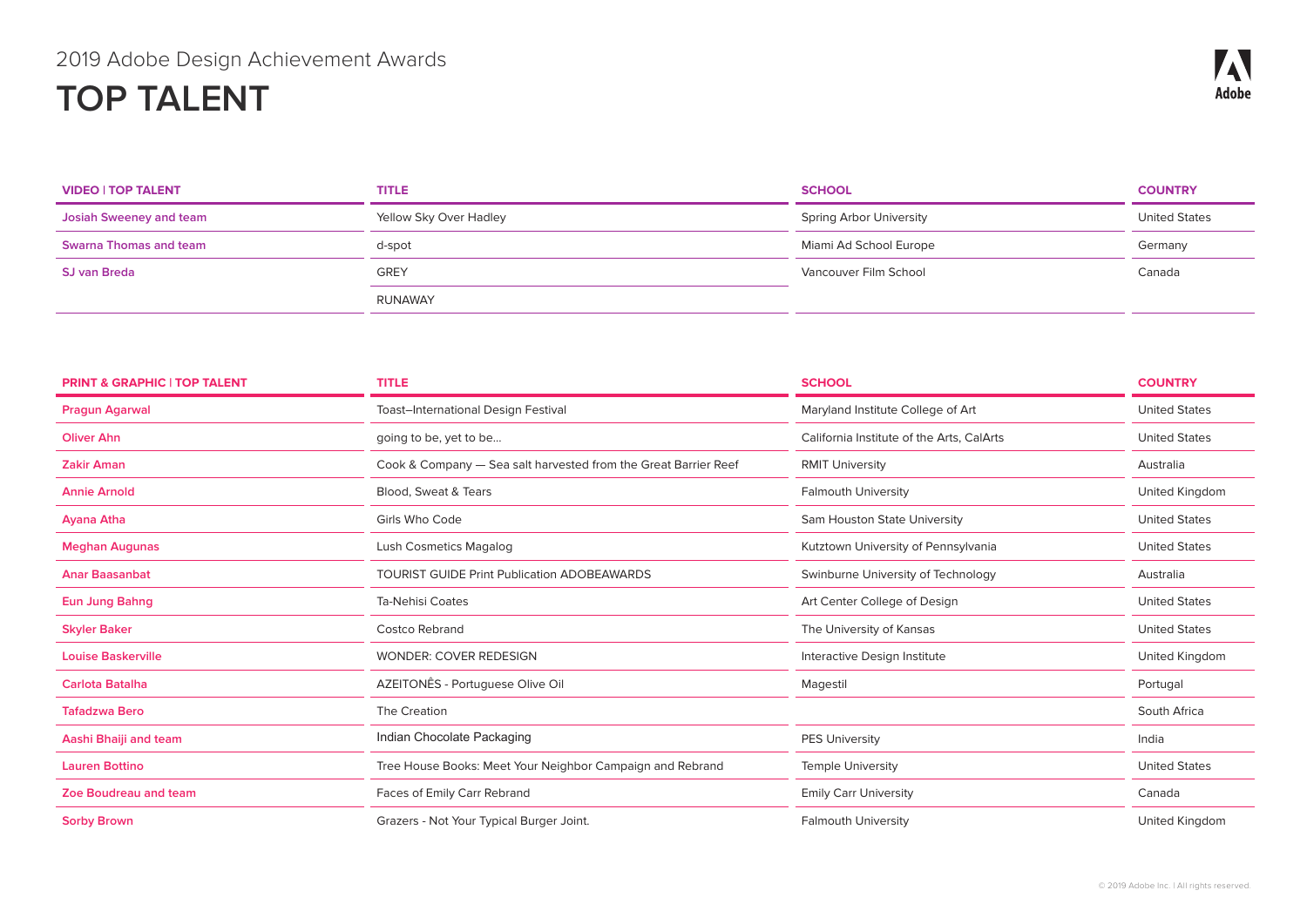2019 Adobe Design Achievement Awards

# TOP TALENT

| VIDEO I TOP TALENT | TITLE | SCHOOL | COUNTRY |
|---|---|---|---|
| Josiah Sweeney and team | Yellow Sky Over Hadley | Spring Arbor University | United States |
| Swarna Thomas and team | d-spot | Miami Ad School Europe | Germany |
| SJ van Breda | GREY | Vancouver Film School | Canada |
| | RUNAWAY | | |

| PRINT & GRAPHIC I TOP TALENT | TITLE | SCHOOL | COUNTRY |
|---|---|---|---|
| Pragun Agarwal | Toast–International Design Festival | Maryland Institute College of Art | United States |
| Oliver Ahn | going to be, yet to be... | California Institute of the Arts, CalArts | United States |
| Zakir Aman | Cook & Company — Sea salt harvested from the Great Barrier Reef | RMIT University | Australia |
| Annie Arnold | Blood, Sweat & Tears | Falmouth University | United Kingdom |
| Ayana Atha | Girls Who Code | Sam Houston State University | United States |
| Meghan Augunas | Lush Cosmetics Magalog | Kutztown University of Pennsylvania | United States |
| Anar Baasanbat | TOURIST GUIDE Print Publication ADOBEAWARDS | Swinburne University of Technology | Australia |
| Eun Jung Bahng | Ta-Nehisi Coates | Art Center College of Design | United States |
| Skyler Baker | Costco Rebrand | The University of Kansas | United States |
| Louise Baskerville | WONDER: COVER REDESIGN | Interactive Design Institute | United Kingdom |
| Carlota Batalha | AZEITONÊS - Portuguese Olive Oil | Magestil | Portugal |
| Tafadzwa Bero | The Creation | | South Africa |
| Aashi Bhaiji and team | Indian Chocolate Packaging | PES University | India |
| Lauren Bottino | Tree House Books: Meet Your Neighbor Campaign and Rebrand | Temple University | United States |
| Zoe Boudreau and team | Faces of Emily Carr Rebrand | Emily Carr University | Canada |
| Sorby Brown | Grazers - Not Your Typical Burger Joint. | Falmouth University | United Kingdom |

© 2019 Adobe Inc. I All rights reserved.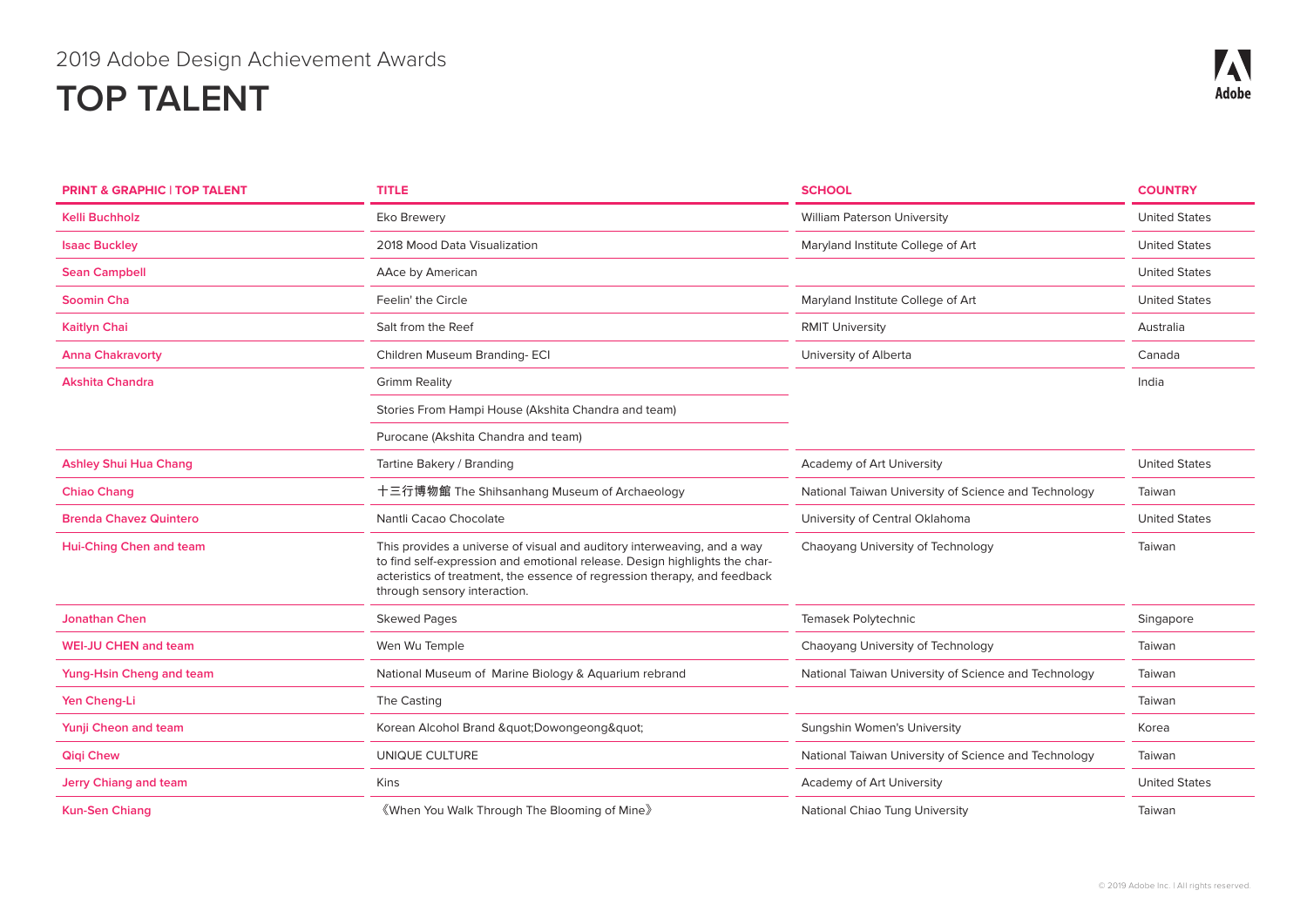2019 Adobe Design Achievement Awards

# TOP TALENT

| PRINT & GRAPHIC I TOP TALENT | TITLE | SCHOOL | COUNTRY |
|---|---|---|---|
| Kelli Buchholz | Eko Brewery | William Paterson University | United States |
| Isaac Buckley | 2018 Mood Data Visualization | Maryland Institute College of Art | United States |
| Sean Campbell | AAce by American | | United States |
| Soomin Cha | Feelin' the Circle | Maryland Institute College of Art | United States |
| Kaitlyn Chai | Salt from the Reef | RMIT University | Australia |
| Anna Chakravorty | Children Museum Branding- ECI | University of Alberta | Canada |
| Akshita Chandra | Grimm Reality | | India |
| | Stories From Hampi House (Akshita Chandra and team) | | |
| | Purocane (Akshita Chandra and team) | | |
| Ashley Shui Hua Chang | Tartine Bakery / Branding | Academy of Art University | United States |
| Chiao Chang | 十三行博物館 The Shihsanhang Museum of Archaeology | National Taiwan University of Science and Technology | Taiwan |
| Brenda Chavez Quintero | Nantli Cacao Chocolate | University of Central Oklahoma | United States |
| Hui-Ching Chen and team | This provides a universe of visual and auditory interweaving, and a way to find self-expression and emotional release. Design highlights the characteristics of treatment, the essence of regression therapy, and feedback through sensory interaction. | Chaoyang University of Technology | Taiwan |
| Jonathan Chen | Skewed Pages | Temasek Polytechnic | Singapore |
| WEI-JU CHEN and team | Wen Wu Temple | Chaoyang University of Technology | Taiwan |
| Yung-Hsin Cheng and team | National Museum of Marine Biology & Aquarium rebrand | National Taiwan University of Science and Technology | Taiwan |
| Yen Cheng-Li | The Casting | | Taiwan |
| Yunji Cheon and team | Korean Alcohol Brand &quot;Dowongeong&quot; | Sungshin Women's University | Korea |
| Qiqi Chew | UNIQUE CULTURE | National Taiwan University of Science and Technology | Taiwan |
| Jerry Chiang and team | Kins | Academy of Art University | United States |
| Kun-Sen Chiang | 《When You Walk Through The Blooming of Mine》 | National Chiao Tung University | Taiwan |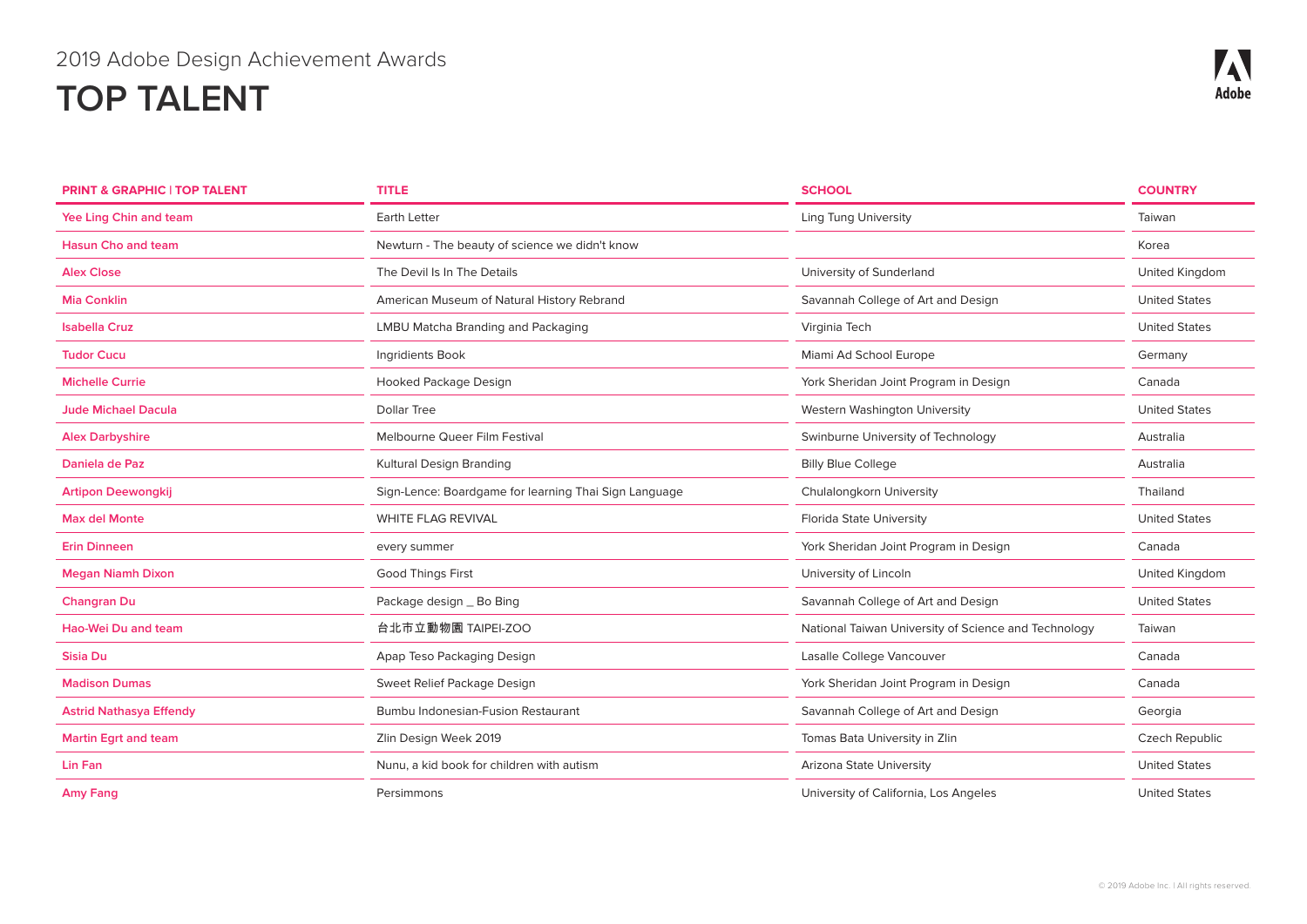2019 Adobe Design Achievement Awards

# TOP TALENT

| PRINT & GRAPHIC I TOP TALENT | TITLE | SCHOOL | COUNTRY |
|---|---|---|---|
| Yee Ling Chin and team | Earth Letter | Ling Tung University | Taiwan |
| Hasun Cho and team | Newturn - The beauty of science we didn't know | | Korea |
| Alex Close | The Devil Is In The Details | University of Sunderland | United Kingdom |
| Mia Conklin | American Museum of Natural History Rebrand | Savannah College of Art and Design | United States |
| Isabella Cruz | LMBU Matcha Branding and Packaging | Virginia Tech | United States |
| Tudor Cucu | Ingridients Book | Miami Ad School Europe | Germany |
| Michelle Currie | Hooked Package Design | York Sheridan Joint Program in Design | Canada |
| Jude Michael Dacula | Dollar Tree | Western Washington University | United States |
| Alex Darbyshire | Melbourne Queer Film Festival | Swinburne University of Technology | Australia |
| Daniela de Paz | Kultural Design Branding | Billy Blue College | Australia |
| Artipon Deewongkij | Sign-Lence: Boardgame for learning Thai Sign Language | Chulalongkorn University | Thailand |
| Max del Monte | WHITE FLAG REVIVAL | Florida State University | United States |
| Erin Dinneen | every summer | York Sheridan Joint Program in Design | Canada |
| Megan Niamh Dixon | Good Things First | University of Lincoln | United Kingdom |
| Changran Du | Package design _ Bo Bing | Savannah College of Art and Design | United States |
| Hao-Wei Du and team | 台北市立動物園 TAIPEI-ZOO | National Taiwan University of Science and Technology | Taiwan |
| Sisia Du | Apap Teso Packaging Design | Lasalle College Vancouver | Canada |
| Madison Dumas | Sweet Relief Package Design | York Sheridan Joint Program in Design | Canada |
| Astrid Nathasya Effendy | Bumbu Indonesian-Fusion Restaurant | Savannah College of Art and Design | Georgia |
| Martin Egrt and team | Zlin Design Week 2019 | Tomas Bata University in Zlin | Czech Republic |
| Lin Fan | Nunu, a kid book for children with autism | Arizona State University | United States |
| Amy Fang | Persimmons | University of California, Los Angeles | United States |

© 2019 Adobe Inc. I All rights reserved.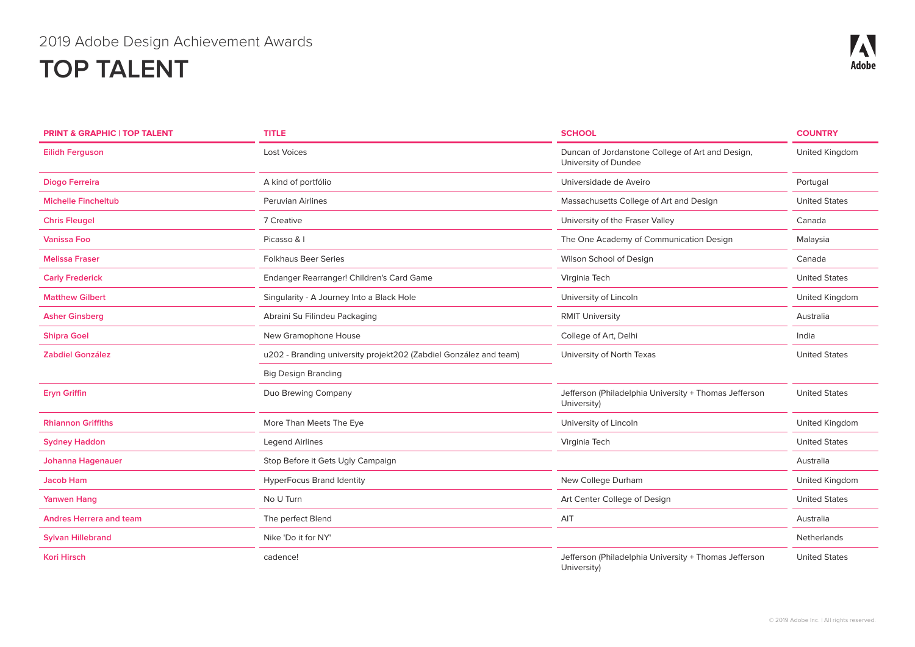2019 Adobe Design Achievement Awards

# TOP TALENT

| PRINT & GRAPHIC I TOP TALENT | TITLE | SCHOOL | COUNTRY |
|---|---|---|---|
| Eilidh Ferguson | Lost Voices | Duncan of Jordanstone College of Art and Design, University of Dundee | United Kingdom |
| Diogo Ferreira | A kind of portfólio | Universidade de Aveiro | Portugal |
| Michelle Fincheltub | Peruvian Airlines | Massachusetts College of Art and Design | United States |
| Chris Fleugel | 7 Creative | University of the Fraser Valley | Canada |
| Vanissa Foo | Picasso & I | The One Academy of Communication Design | Malaysia |
| Melissa Fraser | Folkhaus Beer Series | Wilson School of Design | Canada |
| Carly Frederick | Endanger Rearranger! Children's Card Game | Virginia Tech | United States |
| Matthew Gilbert | Singularity - A Journey Into a Black Hole | University of Lincoln | United Kingdom |
| Asher Ginsberg | Abraini Su Filindeu Packaging | RMIT University | Australia |
| Shipra Goel | New Gramophone House | College of Art, Delhi | India |
| Zabdiel González | u202 - Branding university projekt202 (Zabdiel González and team) | University of North Texas | United States |
| | Big Design Branding | | |
| Eryn Griffin | Duo Brewing Company | Jefferson (Philadelphia University + Thomas Jefferson University) | United States |
| Rhiannon Griffiths | More Than Meets The Eye | University of Lincoln | United Kingdom |
| Sydney Haddon | Legend Airlines | Virginia Tech | United States |
| Johanna Hagenauer | Stop Before it Gets Ugly Campaign | | Australia |
| Jacob Ham | HyperFocus Brand Identity | New College Durham | United Kingdom |
| Yanwen Hang | No U Turn | Art Center College of Design | United States |
| Andres Herrera and team | The perfect Blend | AIT | Australia |
| Sylvan Hillebrand | Nike 'Do it for NY' | | Netherlands |
| Kori Hirsch | cadence! | Jefferson (Philadelphia University + Thomas Jefferson University) | United States |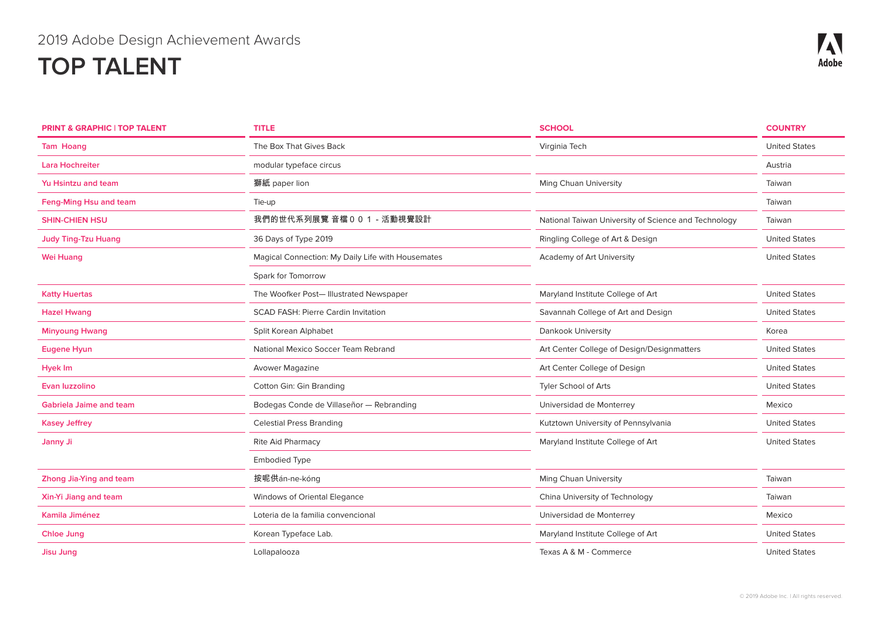2019 Adobe Design Achievement Awards

# TOP TALENT

| PRINT & GRAPHIC I TOP TALENT | TITLE | SCHOOL | COUNTRY |
|---|---|---|---|
| Tam Hoang | The Box That Gives Back | Virginia Tech | United States |
| Lara Hochreiter | modular typeface circus | | Austria |
| Yu Hsintzu and team | 獅紙 paper lion | Ming Chuan University | Taiwan |
| Feng-Ming Hsu and team | Tie-up | | Taiwan |
| SHIN-CHIEN HSU | 我們的世代系列展覽 音檔００１ - 活動視覺設計 | National Taiwan University of Science and Technology | Taiwan |
| Judy Ting-Tzu Huang | 36 Days of Type 2019 | Ringling College of Art & Design | United States |
| Wei Huang | Magical Connection: My Daily Life with Housemates | Academy of Art University | United States |
| | Spark for Tomorrow | | |
| Katty Huertas | The Woofker Post— Illustrated Newspaper | Maryland Institute College of Art | United States |
| Hazel Hwang | SCAD FASH: Pierre Cardin Invitation | Savannah College of Art and Design | United States |
| Minyoung Hwang | Split Korean Alphabet | Dankook University | Korea |
| Eugene Hyun | National Mexico Soccer Team Rebrand | Art Center College of Design/Designmatters | United States |
| Hyek Im | Avower Magazine | Art Center College of Design | United States |
| Evan Iuzzolino | Cotton Gin: Gin Branding | Tyler School of Arts | United States |
| Gabriela Jaime and team | Bodegas Conde de Villaseñor — Rebranding | Universidad de Monterrey | Mexico |
| Kasey Jeffrey | Celestial Press Branding | Kutztown University of Pennsylvania | United States |
| Janny Ji | Rite Aid Pharmacy | Maryland Institute College of Art | United States |
| | Embodied Type | | |
| Zhong Jia-Ying and team | 按呢供án-ne-kóng | Ming Chuan University | Taiwan |
| Xin-Yi Jiang and team | Windows of Oriental Elegance | China University of Technology | Taiwan |
| Kamila Jiménez | Loteria de la familia convencional | Universidad de Monterrey | Mexico |
| Chloe Jung | Korean Typeface Lab. | Maryland Institute College of Art | United States |
| Jisu Jung | Lollapalooza | Texas A & M - Commerce | United States |

© 2019 Adobe Inc. I All rights reserved.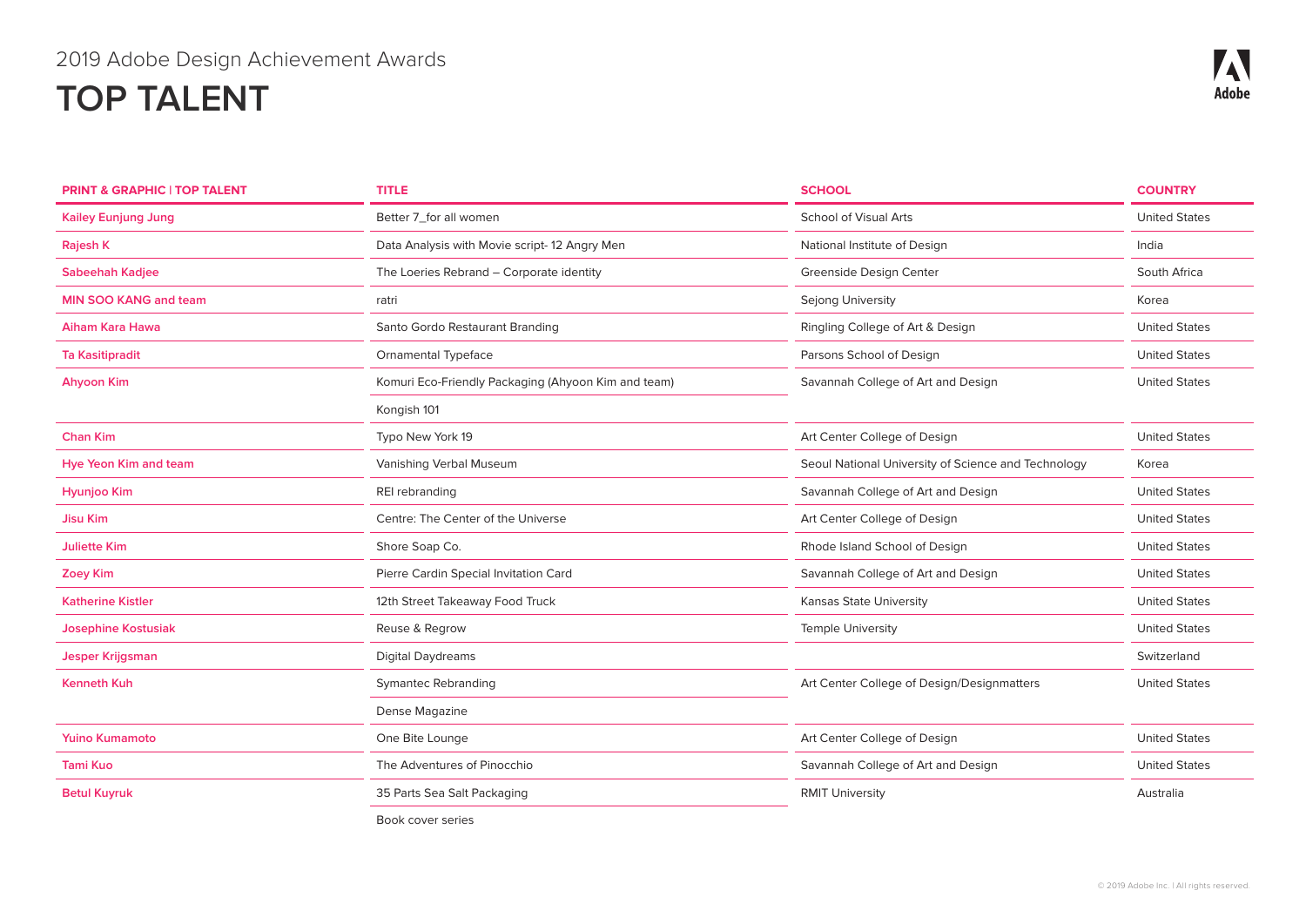2019 Adobe Design Achievement Awards

# TOP TALENT

| PRINT & GRAPHIC I TOP TALENT | TITLE | SCHOOL | COUNTRY |
|---|---|---|---|
| Kailey Eunjung Jung | Better 7_for all women | School of Visual Arts | United States |
| Rajesh K | Data Analysis with Movie script- 12 Angry Men | National Institute of Design | India |
| Sabeehah Kadjee | The Loeries Rebrand – Corporate identity | Greenside Design Center | South Africa |
| MIN SOO KANG and team | ratri | Sejong University | Korea |
| Aiham Kara Hawa | Santo Gordo Restaurant Branding | Ringling College of Art & Design | United States |
| Ta Kasitipradit | Ornamental Typeface | Parsons School of Design | United States |
| Ahyoon Kim | Komuri Eco-Friendly Packaging (Ahyoon Kim and team) | Savannah College of Art and Design | United States |
| | Kongish 101 | | |
| Chan Kim | Typo New York 19 | Art Center College of Design | United States |
| Hye Yeon Kim and team | Vanishing Verbal Museum | Seoul National University of Science and Technology | Korea |
| Hyunjoo Kim | REI rebranding | Savannah College of Art and Design | United States |
| Jisu Kim | Centre: The Center of the Universe | Art Center College of Design | United States |
| Juliette Kim | Shore Soap Co. | Rhode Island School of Design | United States |
| Zoey Kim | Pierre Cardin Special Invitation Card | Savannah College of Art and Design | United States |
| Katherine Kistler | 12th Street Takeaway Food Truck | Kansas State University | United States |
| Josephine Kostusiak | Reuse & Regrow | Temple University | United States |
| Jesper Krijgsman | Digital Daydreams | | Switzerland |
| Kenneth Kuh | Symantec Rebranding | Art Center College of Design/Designmatters | United States |
| | Dense Magazine | | |
| Yuino Kumamoto | One Bite Lounge | Art Center College of Design | United States |
| Tami Kuo | The Adventures of Pinocchio | Savannah College of Art and Design | United States |
| Betul Kuyruk | 35 Parts Sea Salt Packaging | RMIT University | Australia |
| | Book cover series | | |

© 2019 Adobe Inc. I All rights reserved.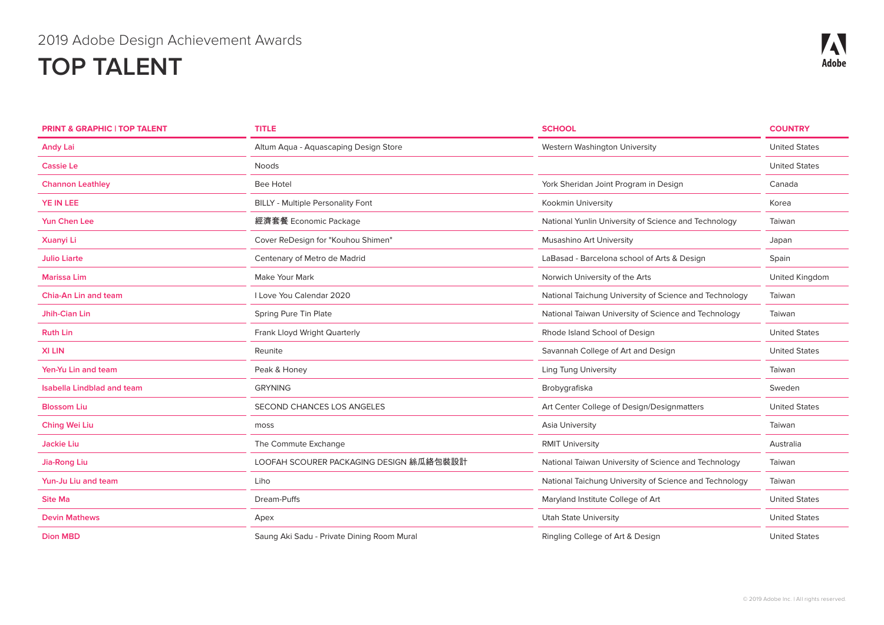2019 Adobe Design Achievement Awards

# TOP TALENT

| PRINT & GRAPHIC I TOP TALENT | TITLE | SCHOOL | COUNTRY |
|---|---|---|---|
| Andy Lai | Altum Aqua - Aquascaping Design Store | Western Washington University | United States |
| Cassie Le | Noods | | United States |
| Channon Leathley | Bee Hotel | York Sheridan Joint Program in Design | Canada |
| YE IN LEE | BILLY - Multiple Personality Font | Kookmin University | Korea |
| Yun Chen Lee | 經濟套餐 Economic Package | National Yunlin University of Science and Technology | Taiwan |
| Xuanyi Li | Cover ReDesign for "Kouhou Shimen" | Musashino Art University | Japan |
| Julio Liarte | Centenary of Metro de Madrid | LaBasad - Barcelona school of Arts & Design | Spain |
| Marissa Lim | Make Your Mark | Norwich University of the Arts | United Kingdom |
| Chia-An Lin and team | I Love You Calendar 2020 | National Taichung University of Science and Technology | Taiwan |
| Jhih-Cian Lin | Spring Pure Tin Plate | National Taiwan University of Science and Technology | Taiwan |
| Ruth Lin | Frank Lloyd Wright Quarterly | Rhode Island School of Design | United States |
| XI LIN | Reunite | Savannah College of Art and Design | United States |
| Yen-Yu Lin and team | Peak & Honey | Ling Tung University | Taiwan |
| Isabella Lindblad and team | GRYNING | Brobygrafiska | Sweden |
| Blossom Liu | SECOND CHANCES LOS ANGELES | Art Center College of Design/Designmatters | United States |
| Ching Wei Liu | moss | Asia University | Taiwan |
| Jackie Liu | The Commute Exchange | RMIT University | Australia |
| Jia-Rong Liu | LOOFAH SCOURER PACKAGING DESIGN 絲瓜絡包裝設計 | National Taiwan University of Science and Technology | Taiwan |
| Yun-Ju Liu and team | Liho | National Taichung University of Science and Technology | Taiwan |
| Site Ma | Dream-Puffs | Maryland Institute College of Art | United States |
| Devin Mathews | Apex | Utah State University | United States |
| Dion MBD | Saung Aki Sadu - Private Dining Room Mural | Ringling College of Art & Design | United States |

© 2019 Adobe Inc. I All rights reserved.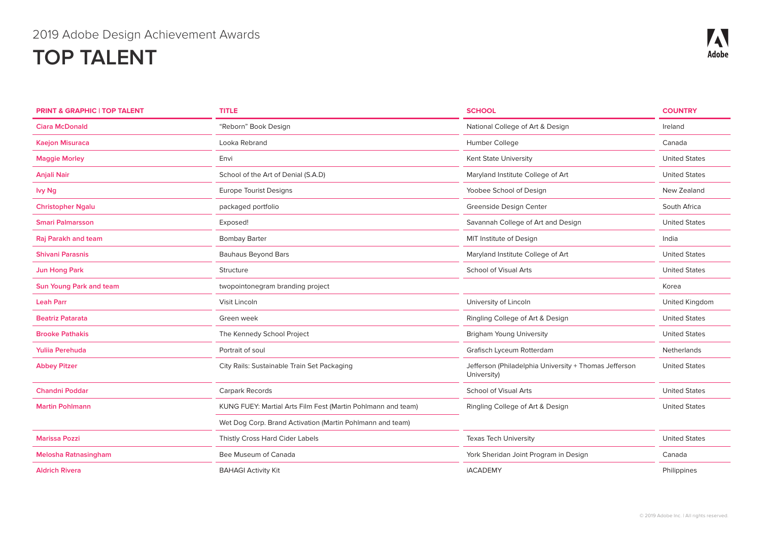2019 Adobe Design Achievement Awards

# TOP TALENT

| PRINT & GRAPHIC \| TOP TALENT | TITLE | SCHOOL | COUNTRY |
|---|---|---|---|
| Ciara McDonald | "Reborn" Book Design | National College of Art & Design | Ireland |
| Kaejon Misuraca | Looka Rebrand | Humber College | Canada |
| Maggie Morley | Envi | Kent State University | United States |
| Anjali Nair | School of the Art of Denial (S.A.D) | Maryland Institute College of Art | United States |
| Ivy Ng | Europe Tourist Designs | Yoobee School of Design | New Zealand |
| Christopher Ngalu | packaged portfolio | Greenside Design Center | South Africa |
| Smari Palmarsson | Exposed! | Savannah College of Art and Design | United States |
| Raj Parakh and team | Bombay Barter | MIT Institute of Design | India |
| Shivani Parasnis | Bauhaus Beyond Bars | Maryland Institute College of Art | United States |
| Jun Hong Park | Structure | School of Visual Arts | United States |
| Sun Young Park and team | twopointonegram branding project | | Korea |
| Leah Parr | Visit Lincoln | University of Lincoln | United Kingdom |
| Beatriz Patarata | Green week | Ringling College of Art & Design | United States |
| Brooke Pathakis | The Kennedy School Project | Brigham Young University | United States |
| Yuliia Perehuda | Portrait of soul | Grafisch Lyceum Rotterdam | Netherlands |
| Abbey Pitzer | City Rails: Sustainable Train Set Packaging | Jefferson (Philadelphia University + Thomas Jefferson University) | United States |
| Chandni Poddar | Carpark Records | School of Visual Arts | United States |
| Martin Pohlmann | KUNG FUEY: Martial Arts Film Fest (Martin Pohlmann and team) | Ringling College of Art & Design | United States |
| | Wet Dog Corp. Brand Activation (Martin Pohlmann and team) | | |
| Marissa Pozzi | Thistly Cross Hard Cider Labels | Texas Tech University | United States |
| Melosha Ratnasingham | Bee Museum of Canada | York Sheridan Joint Program in Design | Canada |
| Aldrich Rivera | BAHAGI Activity Kit | iACADEMY | Philippines |

© 2019 Adobe Inc. | All rights reserved.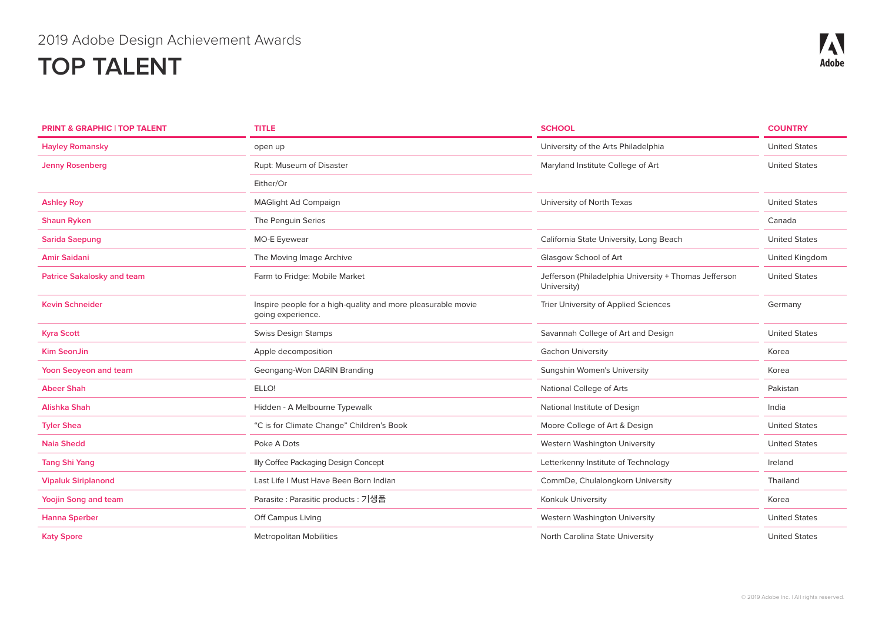2019 Adobe Design Achievement Awards

# TOP TALENT

| PRINT & GRAPHIC I TOP TALENT | TITLE | SCHOOL | COUNTRY |
|---|---|---|---|
| Hayley Romansky | open up | University of the Arts Philadelphia | United States |
| Jenny Rosenberg | Rupt: Museum of Disaster | Maryland Institute College of Art | United States |
| | Either/Or | | |
| Ashley Roy | MAGlight Ad Compaign | University of North Texas | United States |
| Shaun Ryken | The Penguin Series | | Canada |
| Sarida Saepung | MO-E Eyewear | California State University, Long Beach | United States |
| Amir Saidani | The Moving Image Archive | Glasgow School of Art | United Kingdom |
| Patrice Sakalosky and team | Farm to Fridge: Mobile Market | Jefferson (Philadelphia University + Thomas Jefferson University) | United States |
| Kevin Schneider | Inspire people for a high-quality and more pleasurable movie going experience. | Trier University of Applied Sciences | Germany |
| Kyra Scott | Swiss Design Stamps | Savannah College of Art and Design | United States |
| Kim SeonJin | Apple decomposition | Gachon University | Korea |
| Yoon Seoyeon and team | Geongang-Won DARIN Branding | Sungshin Women's University | Korea |
| Abeer Shah | ELLO! | National College of Arts | Pakistan |
| Alishka Shah | Hidden - A Melbourne Typewalk | National Institute of Design | India |
| Tyler Shea | "C is for Climate Change" Children's Book | Moore College of Art & Design | United States |
| Naia Shedd | Poke A Dots | Western Washington University | United States |
| Tang Shi Yang | Illy Coffee Packaging Design Concept | Letterkenny Institute of Technology | Ireland |
| Vipaluk Siriplanond | Last Life I Must Have Been Born Indian | CommDe, Chulalongkorn University | Thailand |
| Yoojin Song and team | Parasite : Parasitic products : 기생품 | Konkuk University | Korea |
| Hanna Sperber | Off Campus Living | Western Washington University | United States |
| Katy Spore | Metropolitan Mobilities | North Carolina State University | United States |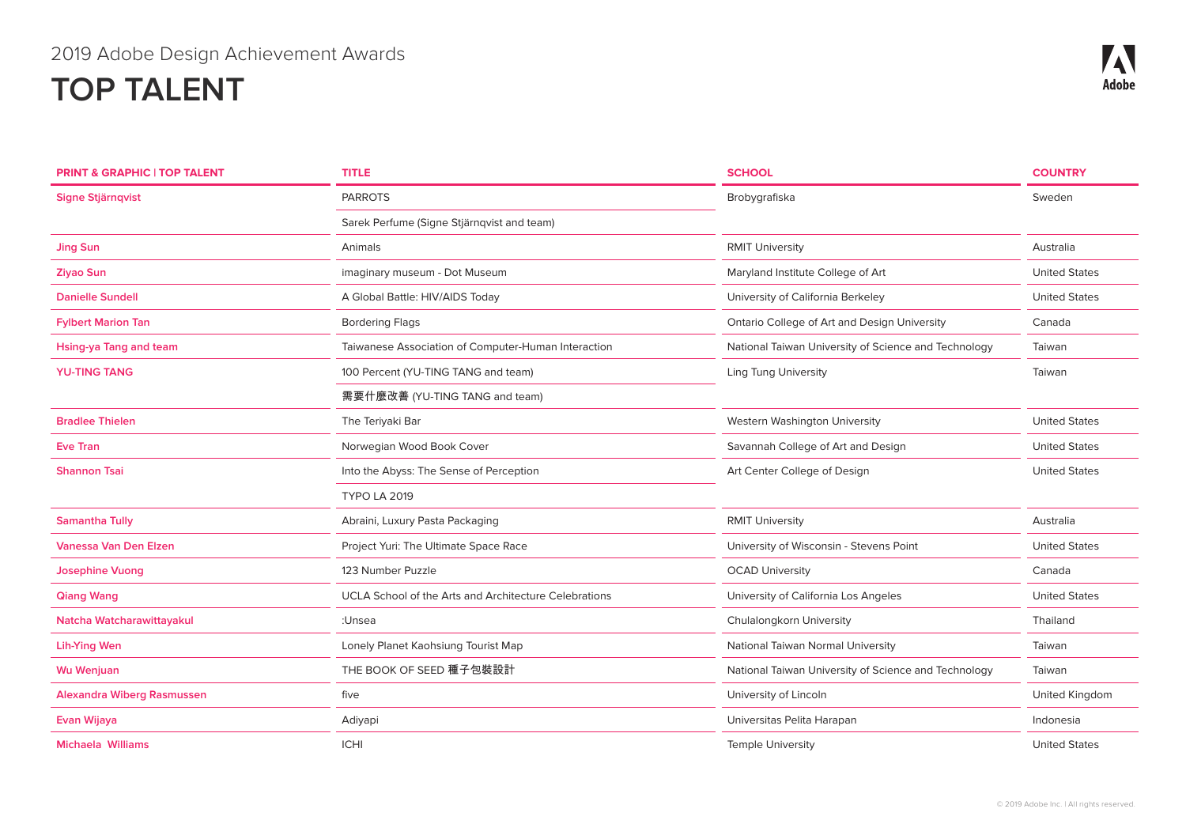2019 Adobe Design Achievement Awards

# TOP TALENT

| PRINT & GRAPHIC I TOP TALENT | TITLE | SCHOOL | COUNTRY |
|---|---|---|---|
| Signe Stjärnqvist | PARROTS | Brobygrafiska | Sweden |
| | Sarek Perfume (Signe Stjärnqvist and team) | | |
| Jing Sun | Animals | RMIT University | Australia |
| Ziyao Sun | imaginary museum - Dot Museum | Maryland Institute College of Art | United States |
| Danielle Sundell | A Global Battle: HIV/AIDS Today | University of California Berkeley | United States |
| Fylbert Marion Tan | Bordering Flags | Ontario College of Art and Design University | Canada |
| Hsing-ya Tang and team | Taiwanese Association of Computer-Human Interaction | National Taiwan University of Science and Technology | Taiwan |
| YU-TING TANG | 100 Percent (YU-TING TANG and team) | Ling Tung University | Taiwan |
| | 需要什麼改善 (YU-TING TANG and team) | | |
| Bradlee Thielen | The Teriyaki Bar | Western Washington University | United States |
| Eve Tran | Norwegian Wood Book Cover | Savannah College of Art and Design | United States |
| Shannon Tsai | Into the Abyss: The Sense of Perception | Art Center College of Design | United States |
| | TYPO LA 2019 | | |
| Samantha Tully | Abraini, Luxury Pasta Packaging | RMIT University | Australia |
| Vanessa Van Den Elzen | Project Yuri: The Ultimate Space Race | University of Wisconsin - Stevens Point | United States |
| Josephine Vuong | 123 Number Puzzle | OCAD University | Canada |
| Qiang Wang | UCLA School of the Arts and Architecture Celebrations | University of California Los Angeles | United States |
| Natcha Watcharawittayakul | :Unsea | Chulalongkorn University | Thailand |
| Lih-Ying Wen | Lonely Planet Kaohsiung Tourist Map | National Taiwan Normal University | Taiwan |
| Wu Wenjuan | THE BOOK OF SEED 種子包裝設計 | National Taiwan University of Science and Technology | Taiwan |
| Alexandra Wiberg Rasmussen | five | University of Lincoln | United Kingdom |
| Evan Wijaya | Adiyapi | Universitas Pelita Harapan | Indonesia |
| Michaela Williams | ICHI | Temple University | United States |

© 2019 Adobe Inc. I All rights reserved.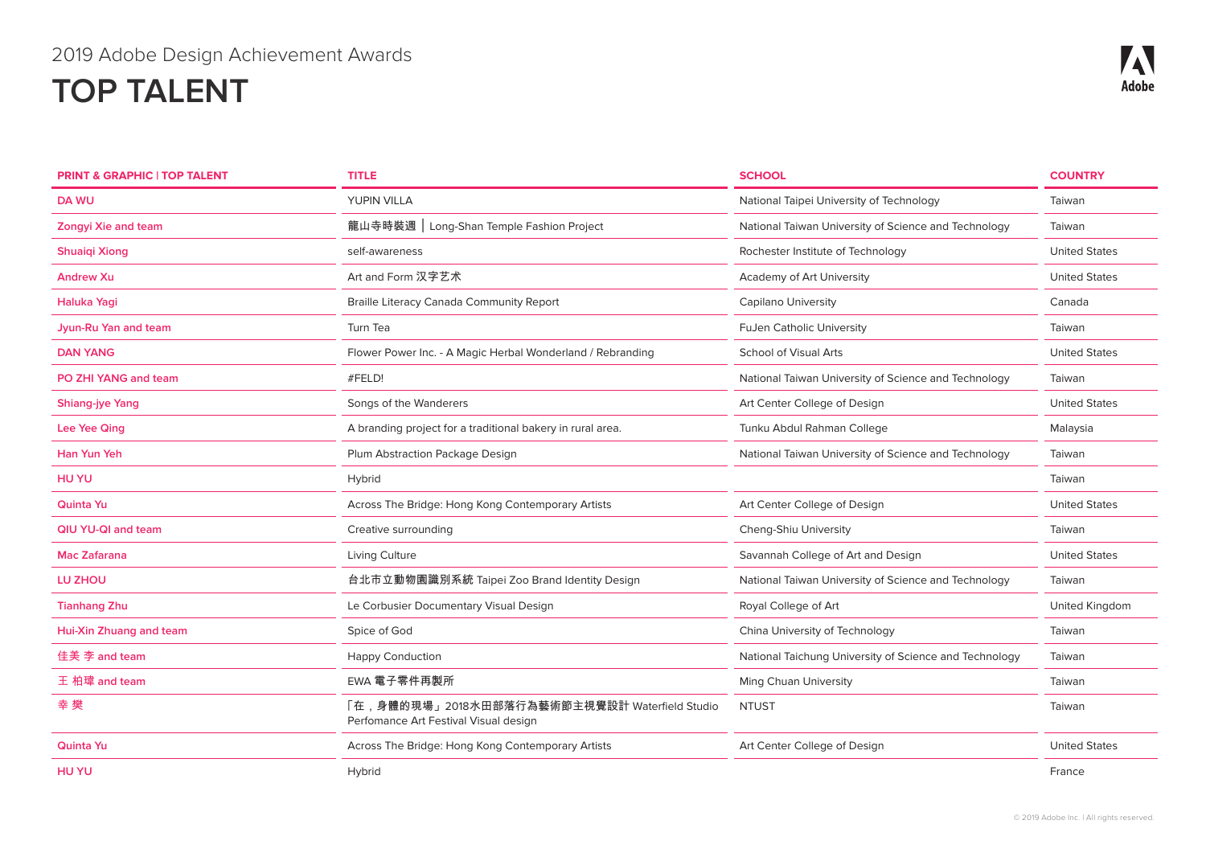2019 Adobe Design Achievement Awards

# TOP TALENT

| PRINT & GRAPHIC I TOP TALENT | TITLE | SCHOOL | COUNTRY |
|---|---|---|---|
| DA WU | YUPIN VILLA | National Taipei University of Technology | Taiwan |
| Zongyi Xie and team | 龍山寺時裝週 ｜Long-Shan Temple Fashion Project | National Taiwan University of Science and Technology | Taiwan |
| Shuaiqi Xiong | self-awareness | Rochester Institute of Technology | United States |
| Andrew Xu | Art and Form 汉字艺术 | Academy of Art University | United States |
| Haluka Yagi | Braille Literacy Canada Community Report | Capilano University | Canada |
| Jyun-Ru Yan and team | Turn Tea | FuJen Catholic University | Taiwan |
| DAN YANG | Flower Power Inc. - A Magic Herbal Wonderland / Rebranding | School of Visual Arts | United States |
| PO ZHI YANG and team | #FELD! | National Taiwan University of Science and Technology | Taiwan |
| Shiang-jye Yang | Songs of the Wanderers | Art Center College of Design | United States |
| Lee Yee Qing | A branding project for a traditional bakery in rural area. | Tunku Abdul Rahman College | Malaysia |
| Han Yun Yeh | Plum Abstraction Package Design | National Taiwan University of Science and Technology | Taiwan |
| HU YU | Hybrid | | Taiwan |
| Quinta Yu | Across The Bridge: Hong Kong Contemporary Artists | Art Center College of Design | United States |
| QIU YU-QI and team | Creative surrounding | Cheng-Shiu University | Taiwan |
| Mac Zafarana | Living Culture | Savannah College of Art and Design | United States |
| LU ZHOU | 台北市立動物園識別系統 Taipei Zoo Brand Identity Design | National Taiwan University of Science and Technology | Taiwan |
| Tianhang Zhu | Le Corbusier Documentary Visual Design | Royal College of Art | United Kingdom |
| Hui-Xin Zhuang and team | Spice of God | China University of Technology | Taiwan |
| 佳美 李 and team | Happy Conduction | National Taichung University of Science and Technology | Taiwan |
| 王 柏瑋 and team | EWA 電子零件再製所 | Ming Chuan University | Taiwan |
| 幸 樊 | 「在，身體的現場」2018水田部落行為藝術節主視覺設計 Waterfield Studio Perfomance Art Festival Visual design | NTUST | Taiwan |
| Quinta Yu | Across The Bridge: Hong Kong Contemporary Artists | Art Center College of Design | United States |
| HU YU | Hybrid | | France |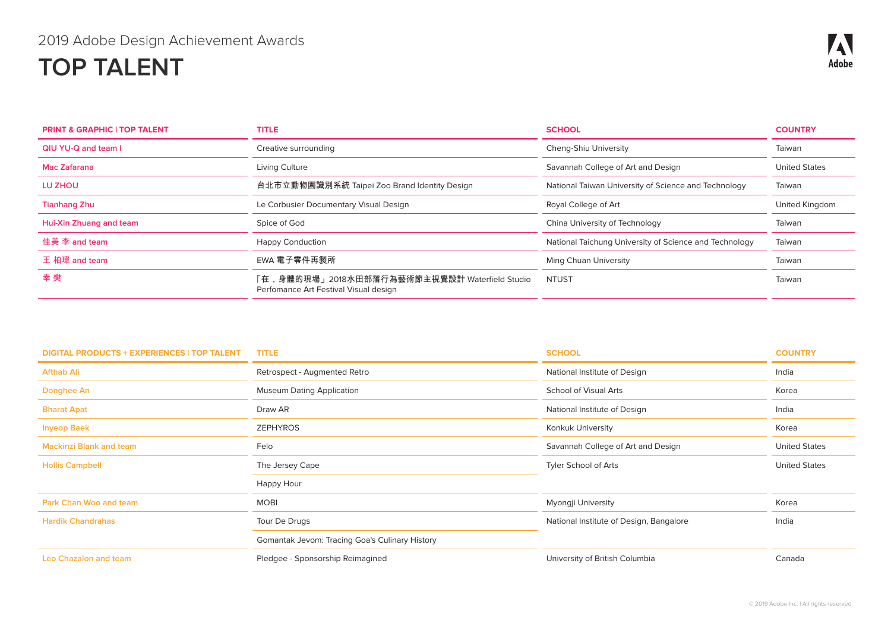2019 Adobe Design Achievement Awards

# TOP TALENT

| PRINT & GRAPHIC \| TOP TALENT | TITLE | SCHOOL | COUNTRY |
|---|---|---|---|
| QIU YU-Q and team I | Creative surrounding | Cheng-Shiu University | Taiwan |
| Mac Zafarana | Living Culture | Savannah College of Art and Design | United States |
| LU ZHOU | 台北市立動物園識別系統 Taipei Zoo Brand Identity Design | National Taiwan University of Science and Technology | Taiwan |
| Tianhang Zhu | Le Corbusier Documentary Visual Design | Royal College of Art | United Kingdom |
| Hui-Xin Zhuang and team | Spice of God | China University of Technology | Taiwan |
| 佳美 李 and team | Happy Conduction | National Taichung University of Science and Technology | Taiwan |
| 王 柏瑋 and team | EWA 電子零件再製所 | Ming Chuan University | Taiwan |
| 幸 樊 | 「在，身體的現場」2018水田部落行為藝術節主視覺設計 Waterfield Studio Perfomance Art Festival Visual design | NTUST | Taiwan |

| DIGITAL PRODUCTS + EXPERIENCES \| TOP TALENT | TITLE | SCHOOL | COUNTRY |
|---|---|---|---|
| Afthab Ali | Retrospect - Augmented Retro | National Institute of Design | India |
| Donghee An | Museum Dating Application | School of Visual Arts | Korea |
| Bharat Apat | Draw AR | National Institute of Design | India |
| Inyeop Baek | ZEPHYROS | Konkuk University | Korea |
| Mackinzi Blank and team | Felo | Savannah College of Art and Design | United States |
| Hollis Campbell | The Jersey Cape | Tyler School of Arts | United States |
| | Happy Hour | | |
| Park Chan Woo and team | MOBI | Myongji University | Korea |
| Hardik Chandrahas | Tour De Drugs | National Institute of Design, Bangalore | India |
| | Gomantak Jevom: Tracing Goa's Culinary History | | |
| Leo Chazalon and team | Pledgee - Sponsorship Reimagined | University of British Columbia | Canada |

© 2019 Adobe Inc. | All rights reserved.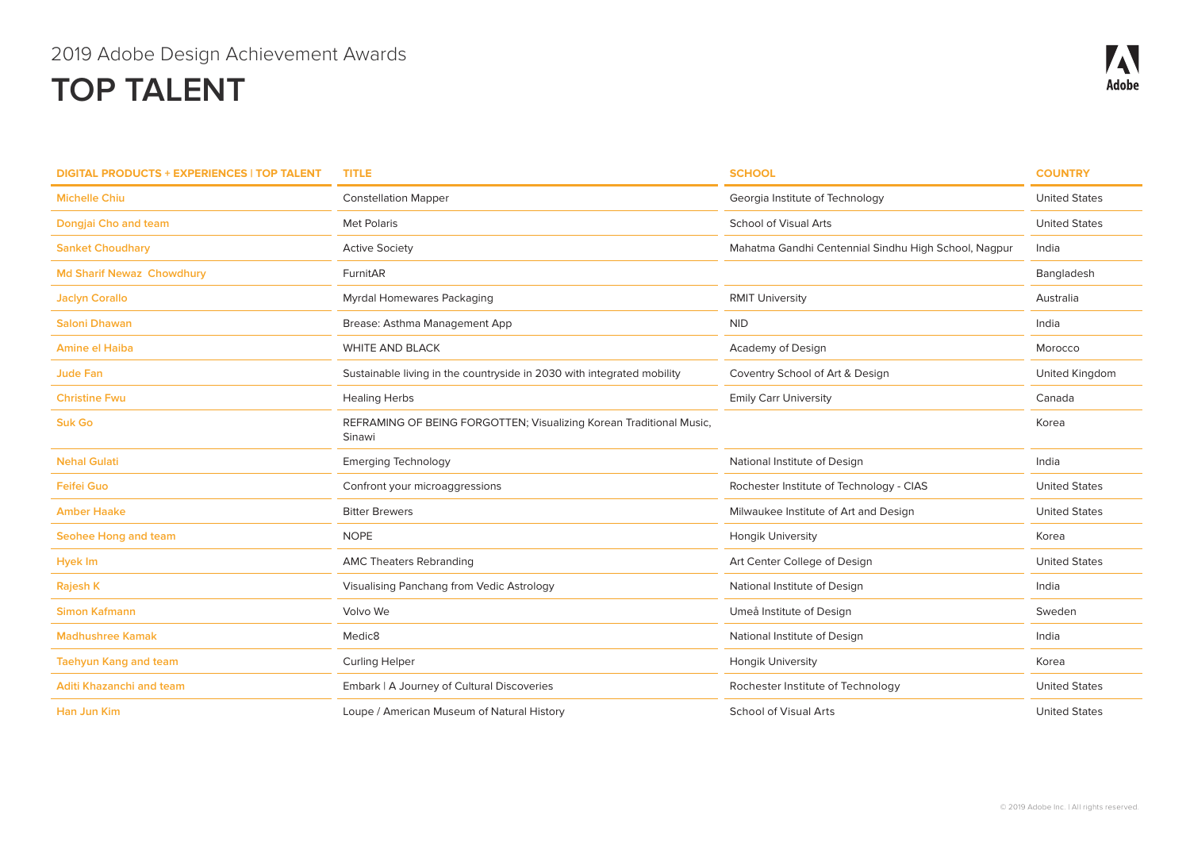2019 Adobe Design Achievement Awards

# TOP TALENT

| DIGITAL PRODUCTS + EXPERIENCES \| TOP TALENT | TITLE | SCHOOL | COUNTRY |
|---|---|---|---|
| Michelle Chiu | Constellation Mapper | Georgia Institute of Technology | United States |
| Dongjai Cho and team | Met Polaris | School of Visual Arts | United States |
| Sanket Choudhary | Active Society | Mahatma Gandhi Centennial Sindhu High School, Nagpur | India |
| Md Sharif Newaz Chowdhury | FurnitAR | | Bangladesh |
| Jaclyn Corallo | Myrdal Homewares Packaging | RMIT University | Australia |
| Saloni Dhawan | Brease: Asthma Management App | NID | India |
| Amine el Haiba | WHITE AND BLACK | Academy of Design | Morocco |
| Jude Fan | Sustainable living in the countryside in 2030 with integrated mobility | Coventry School of Art & Design | United Kingdom |
| Christine Fwu | Healing Herbs | Emily Carr University | Canada |
| Suk Go | REFRAMING OF BEING FORGOTTEN; Visualizing Korean Traditional Music, Sinawi | | Korea |
| Nehal Gulati | Emerging Technology | National Institute of Design | India |
| Feifei Guo | Confront your microaggressions | Rochester Institute of Technology - CIAS | United States |
| Amber Haake | Bitter Brewers | Milwaukee Institute of Art and Design | United States |
| Seohee Hong and team | NOPE | Hongik University | Korea |
| Hyek Im | AMC Theaters Rebranding | Art Center College of Design | United States |
| Rajesh K | Visualising Panchang from Vedic Astrology | National Institute of Design | India |
| Simon Kafmann | Volvo We | Umeå Institute of Design | Sweden |
| Madhushree Kamak | Medic8 | National Institute of Design | India |
| Taehyun Kang and team | Curling Helper | Hongik University | Korea |
| Aditi Khazanchi and team | Embark \| A Journey of Cultural Discoveries | Rochester Institute of Technology | United States |
| Han Jun Kim | Loupe / American Museum of Natural History | School of Visual Arts | United States |

© 2019 Adobe Inc. | All rights reserved.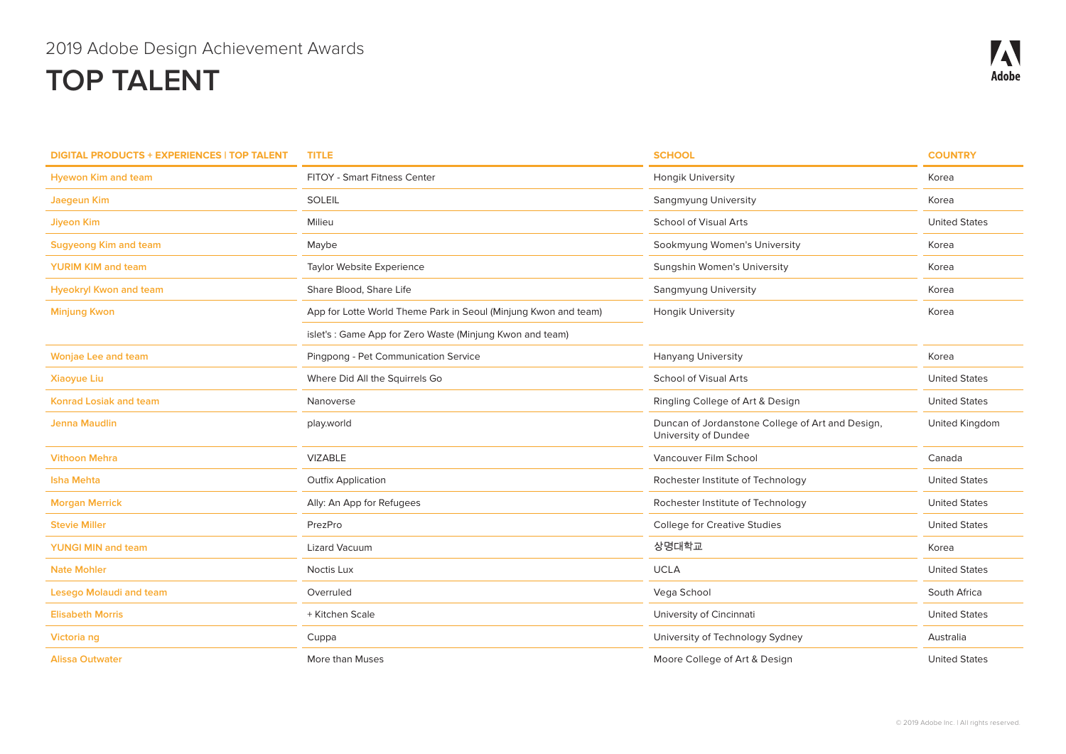2019 Adobe Design Achievement Awards

# TOP TALENT

| DIGITAL PRODUCTS + EXPERIENCES \| TOP TALENT | TITLE | SCHOOL | COUNTRY |
|---|---|---|---|
| Hyewon Kim and team | FITOY - Smart Fitness Center | Hongik University | Korea |
| Jaegeun Kim | SOLEIL | Sangmyung University | Korea |
| Jiyeon Kim | Milieu | School of Visual Arts | United States |
| Sugyeong Kim and team | Maybe | Sookmyung Women's University | Korea |
| YURIM KIM and team | Taylor Website Experience | Sungshin Women's University | Korea |
| Hyeokryl Kwon and team | Share Blood, Share Life | Sangmyung University | Korea |
| Minjung Kwon | App for Lotte World Theme Park in Seoul (Minjung Kwon and team) | Hongik University | Korea |
| | islet's : Game App for Zero Waste (Minjung Kwon and team) | | |
| Wonjae Lee and team | Pingpong - Pet Communication Service | Hanyang University | Korea |
| Xiaoyue Liu | Where Did All the Squirrels Go | School of Visual Arts | United States |
| Konrad Losiak and team | Nanoverse | Ringling College of Art & Design | United States |
| Jenna Maudlin | play.world | Duncan of Jordanstone College of Art and Design, University of Dundee | United Kingdom |
| Vithoon Mehra | VIZABLE | Vancouver Film School | Canada |
| Isha Mehta | Outfix Application | Rochester Institute of Technology | United States |
| Morgan Merrick | Ally: An App for Refugees | Rochester Institute of Technology | United States |
| Stevie Miller | PrezPro | College for Creative Studies | United States |
| YUNGI MIN and team | Lizard Vacuum | 상명대학교 | Korea |
| Nate Mohler | Noctis Lux | UCLA | United States |
| Lesego Molaudi and team | Overruled | Vega School | South Africa |
| Elisabeth Morris | + Kitchen Scale | University of Cincinnati | United States |
| Victoria ng | Cuppa | University of Technology Sydney | Australia |
| Alissa Outwater | More than Muses | Moore College of Art & Design | United States |

© 2019 Adobe Inc. | All rights reserved.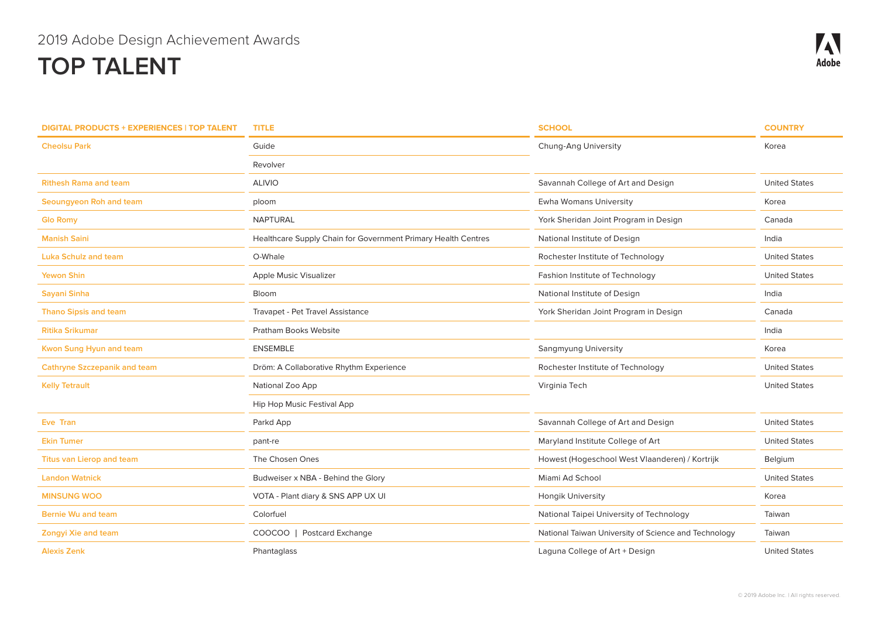2019 Adobe Design Achievement Awards

# TOP TALENT

| DIGITAL PRODUCTS + EXPERIENCES \| TOP TALENT | TITLE | SCHOOL | COUNTRY |
|---|---|---|---|
| Cheolsu Park | Guide | Chung-Ang University | Korea |
| | Revolver | | |
| Rithesh Rama and team | ALIVIO | Savannah College of Art and Design | United States |
| Seoungyeon Roh and team | ploom | Ewha Womans University | Korea |
| Glo Romy | NAPTURAL | York Sheridan Joint Program in Design | Canada |
| Manish Saini | Healthcare Supply Chain for Government Primary Health Centres | National Institute of Design | India |
| Luka Schulz and team | O-Whale | Rochester Institute of Technology | United States |
| Yewon Shin | Apple Music Visualizer | Fashion Institute of Technology | United States |
| Sayani Sinha | Bloom | National Institute of Design | India |
| Thano Sipsis and team | Travapet - Pet Travel Assistance | York Sheridan Joint Program in Design | Canada |
| Ritika Srikumar | Pratham Books Website | | India |
| Kwon Sung Hyun and team | ENSEMBLE | Sangmyung University | Korea |
| Cathryne Szczepanik and team | Dröm: A Collaborative Rhythm Experience | Rochester Institute of Technology | United States |
| Kelly Tetrault | National Zoo App | Virginia Tech | United States |
| | Hip Hop Music Festival App | | |
| Eve Tran | Parkd App | Savannah College of Art and Design | United States |
| Ekin Tumer | pant-re | Maryland Institute College of Art | United States |
| Titus van Lierop and team | The Chosen Ones | Howest (Hogeschool West Vlaanderen) / Kortrijk | Belgium |
| Landon Watnick | Budweiser x NBA - Behind the Glory | Miami Ad School | United States |
| MINSUNG WOO | VOTA - Plant diary & SNS APP UX UI | Hongik University | Korea |
| Bernie Wu and team | Colorfuel | National Taipei University of Technology | Taiwan |
| Zongyi Xie and team | COOCOO \| Postcard Exchange | National Taiwan University of Science and Technology | Taiwan |
| Alexis Zenk | Phantaglass | Laguna College of Art + Design | United States |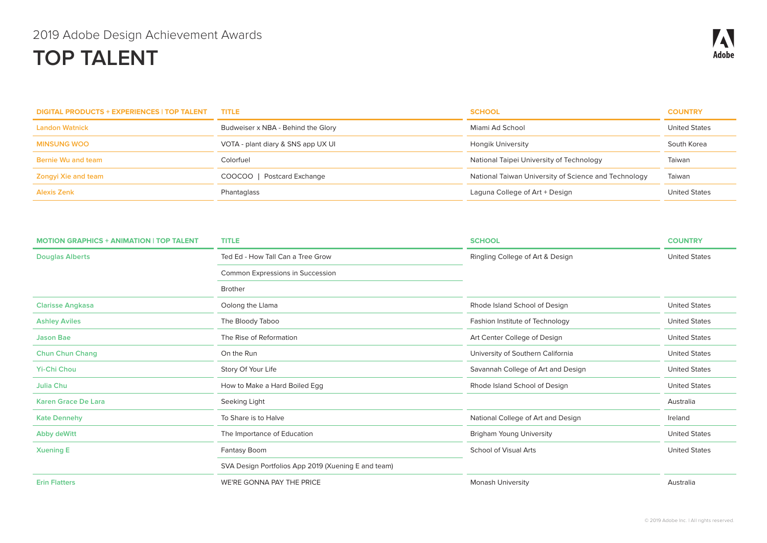2019 Adobe Design Achievement Awards

# TOP TALENT

| DIGITAL PRODUCTS + EXPERIENCES I TOP TALENT | TITLE | SCHOOL | COUNTRY |
|---|---|---|---|
| Landon Watnick | Budweiser x NBA - Behind the Glory | Miami Ad School | United States |
| MINSUNG WOO | VOTA - plant diary & SNS app UX UI | Hongik University | South Korea |
| Bernie Wu and team | Colorfuel | National Taipei University of Technology | Taiwan |
| Zongyi Xie and team | COOCOO \| Postcard Exchange | National Taiwan University of Science and Technology | Taiwan |
| Alexis Zenk | Phantaglass | Laguna College of Art + Design | United States |

| MOTION GRAPHICS + ANIMATION I TOP TALENT | TITLE | SCHOOL | COUNTRY |
|---|---|---|---|
| Douglas Alberts | Ted Ed - How Tall Can a Tree Grow | Ringling College of Art & Design | United States |
| | Common Expressions in Succession | | |
| | Brother | | |
| Clarisse Angkasa | Oolong the Llama | Rhode Island School of Design | United States |
| Ashley Aviles | The Bloody Taboo | Fashion Institute of Technology | United States |
| Jason Bae | The Rise of Reformation | Art Center College of Design | United States |
| Chun Chun Chang | On the Run | University of Southern California | United States |
| Yi-Chi Chou | Story Of Your Life | Savannah College of Art and Design | United States |
| Julia Chu | How to Make a Hard Boiled Egg | Rhode Island School of Design | United States |
| Karen Grace De Lara | Seeking Light | | Australia |
| Kate Dennehy | To Share is to Halve | National College of Art and Design | Ireland |
| Abby deWitt | The Importance of Education | Brigham Young University | United States |
| Xuening E | Fantasy Boom | School of Visual Arts | United States |
| | SVA Design Portfolios App 2019 (Xuening E and team) | | |
| Erin Flatters | WE'RE GONNA PAY THE PRICE | Monash University | Australia |

© 2019 Adobe Inc. I All rights reserved.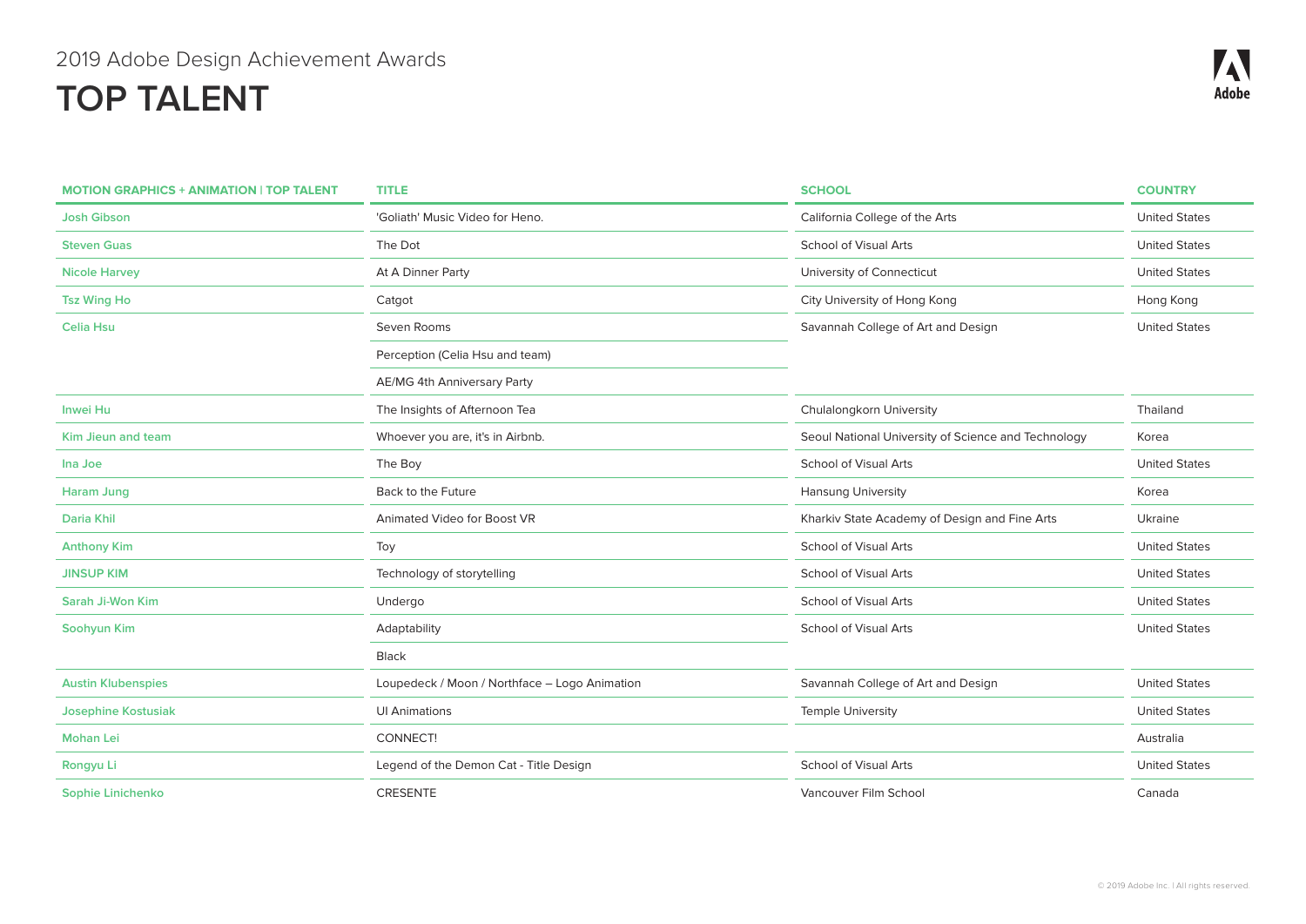2019 Adobe Design Achievement Awards

# TOP TALENT

| MOTION GRAPHICS + ANIMATION I TOP TALENT | TITLE | SCHOOL | COUNTRY |
|---|---|---|---|
| Josh Gibson | 'Goliath' Music Video for Heno. | California College of the Arts | United States |
| Steven Guas | The Dot | School of Visual Arts | United States |
| Nicole Harvey | At A Dinner Party | University of Connecticut | United States |
| Tsz Wing Ho | Catgot | City University of Hong Kong | Hong Kong |
| Celia Hsu | Seven Rooms | Savannah College of Art and Design | United States |
| | Perception (Celia Hsu and team) | | |
| | AE/MG 4th Anniversary Party | | |
| Inwei Hu | The Insights of Afternoon Tea | Chulalongkorn University | Thailand |
| Kim Jieun and team | Whoever you are, it's in Airbnb. | Seoul National University of Science and Technology | Korea |
| Ina Joe | The Boy | School of Visual Arts | United States |
| Haram Jung | Back to the Future | Hansung University | Korea |
| Daria Khil | Animated Video for Boost VR | Kharkiv State Academy of Design and Fine Arts | Ukraine |
| Anthony Kim | Toy | School of Visual Arts | United States |
| JINSUP KIM | Technology of storytelling | School of Visual Arts | United States |
| Sarah Ji-Won Kim | Undergo | School of Visual Arts | United States |
| Soohyun Kim | Adaptability | School of Visual Arts | United States |
| | Black | | |
| Austin Klubenspies | Loupedeck / Moon / Northface – Logo Animation | Savannah College of Art and Design | United States |
| Josephine Kostusiak | UI Animations | Temple University | United States |
| Mohan Lei | CONNECT! | | Australia |
| Rongyu Li | Legend of the Demon Cat - Title Design | School of Visual Arts | United States |
| Sophie Linichenko | CRESENTE | Vancouver Film School | Canada |

© 2019 Adobe Inc. I All rights reserved.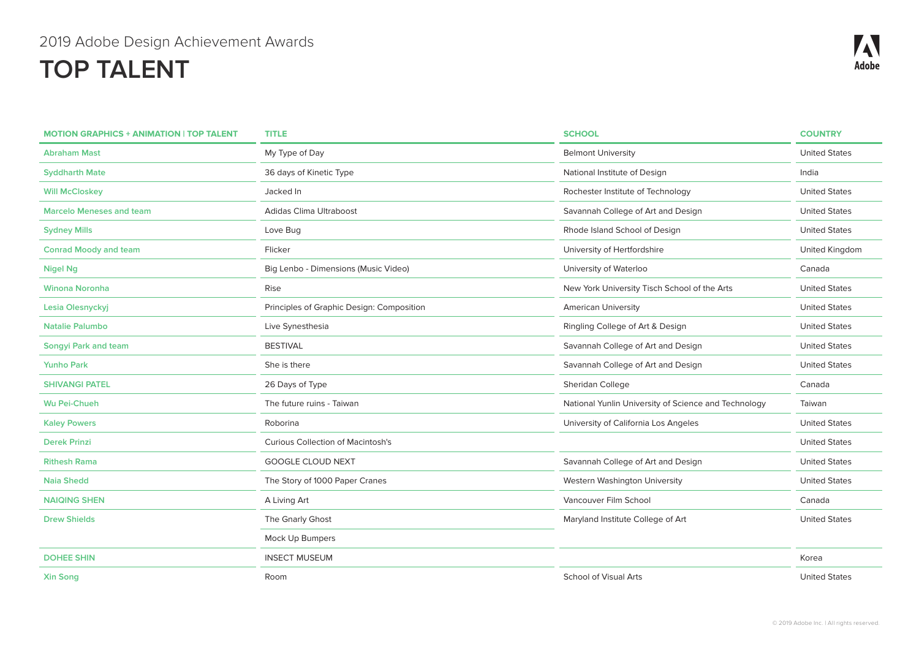2019 Adobe Design Achievement Awards

# TOP TALENT

| MOTION GRAPHICS + ANIMATION I TOP TALENT | TITLE | SCHOOL | COUNTRY |
|---|---|---|---|
| Abraham Mast | My Type of Day | Belmont University | United States |
| Syddharth Mate | 36 days of Kinetic Type | National Institute of Design | India |
| Will McCloskey | Jacked In | Rochester Institute of Technology | United States |
| Marcelo Meneses and team | Adidas Clima Ultraboost | Savannah College of Art and Design | United States |
| Sydney Mills | Love Bug | Rhode Island School of Design | United States |
| Conrad Moody and team | Flicker | University of Hertfordshire | United Kingdom |
| Nigel Ng | Big Lenbo - Dimensions (Music Video) | University of Waterloo | Canada |
| Winona Noronha | Rise | New York University Tisch School of the Arts | United States |
| Lesia Olesnyckyj | Principles of Graphic Design: Composition | American University | United States |
| Natalie Palumbo | Live Synesthesia | Ringling College of Art & Design | United States |
| Songyi Park and team | BESTIVAL | Savannah College of Art and Design | United States |
| Yunho Park | She is there | Savannah College of Art and Design | United States |
| SHIVANGI PATEL | 26 Days of Type | Sheridan College | Canada |
| Wu Pei-Chueh | The future ruins - Taiwan | National Yunlin University of Science and Technology | Taiwan |
| Kaley Powers | Roborina | University of California Los Angeles | United States |
| Derek Prinzi | Curious Collection of Macintosh's | | United States |
| Rithesh Rama | GOOGLE CLOUD NEXT | Savannah College of Art and Design | United States |
| Naia Shedd | The Story of 1000 Paper Cranes | Western Washington University | United States |
| NAIQING SHEN | A Living Art | Vancouver Film School | Canada |
| Drew Shields | The Gnarly Ghost | Maryland Institute College of Art | United States |
| | Mock Up Bumpers | | |
| DOHEE SHIN | INSECT MUSEUM | | Korea |
| Xin Song | Room | School of Visual Arts | United States |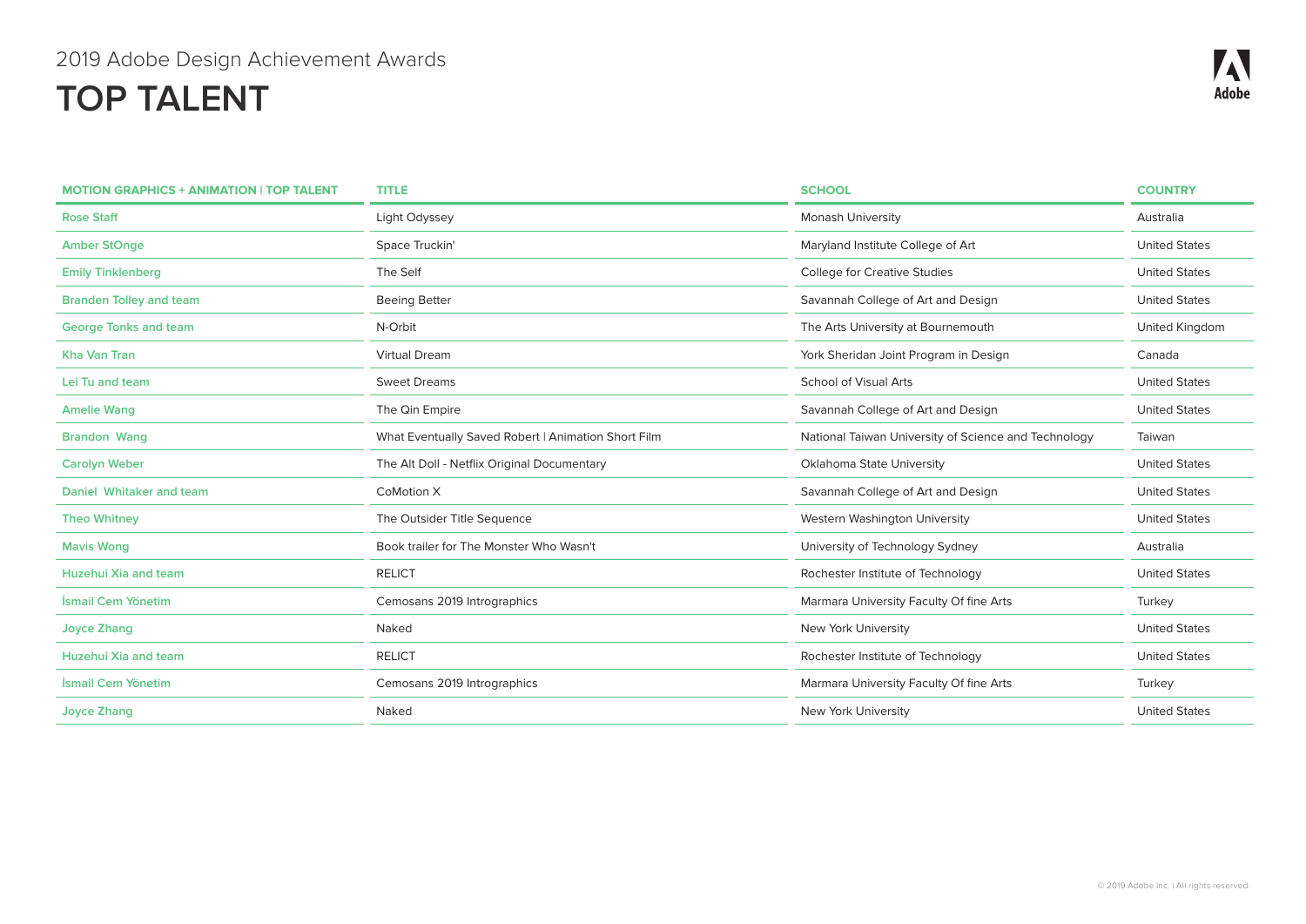2019 Adobe Design Achievement Awards

# TOP TALENT

| MOTION GRAPHICS + ANIMATION I TOP TALENT | TITLE | SCHOOL | COUNTRY |
|---|---|---|---|
| Rose Staff | Light Odyssey | Monash University | Australia |
| Amber StOnge | Space Truckin' | Maryland Institute College of Art | United States |
| Emily Tinklenberg | The Self | College for Creative Studies | United States |
| Branden Tolley and team | Beeing Better | Savannah College of Art and Design | United States |
| George Tonks and team | N-Orbit | The Arts University at Bournemouth | United Kingdom |
| Kha Van Tran | Virtual Dream | York Sheridan Joint Program in Design | Canada |
| Lei Tu and team | Sweet Dreams | School of Visual Arts | United States |
| Amelie Wang | The Qin Empire | Savannah College of Art and Design | United States |
| Brandon Wang | What Eventually Saved Robert I Animation Short Film | National Taiwan University of Science and Technology | Taiwan |
| Carolyn Weber | The Alt Doll - Netflix Original Documentary | Oklahoma State University | United States |
| Daniel Whitaker and team | CoMotion X | Savannah College of Art and Design | United States |
| Theo Whitney | The Outsider Title Sequence | Western Washington University | United States |
| Mavis Wong | Book trailer for The Monster Who Wasn't | University of Technology Sydney | Australia |
| Huzehui Xia and team | RELICT | Rochester Institute of Technology | United States |
| İsmail Cem Yönetim | Cemosans 2019 Introgr aphics | Marmara University Faculty Of fine Arts | Turkey |
| Joyce Zhang | Naked | New York University | United States |
| Huzehui Xia and team | RELICT | Rochester Institute of Technology | United States |
| İsmail Cem Yönetim | Cemosans 2019 Introgr aphics | Marmara University Faculty Of fine Arts | Turkey |
| Joyce Zhang | Naked | New York University | United States |

© 2019 Adobe Inc. I All rights reserved.